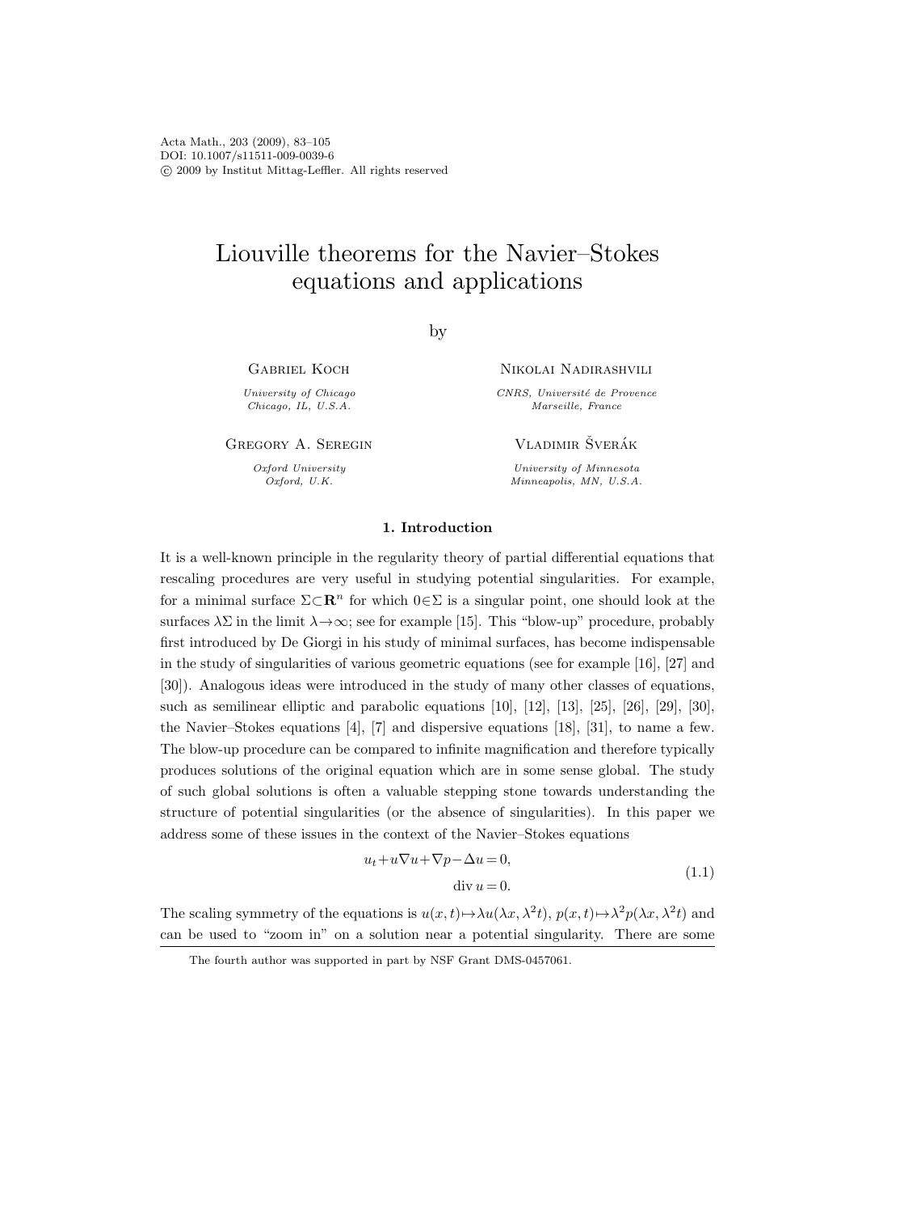# Liouville theorems for the Navier–Stokes equations and applications

by

Gabriel Koch
*University of Chicago*
*Chicago, IL, U.S.A.*

Nikolai Nadirashvili
*CNRS, Université de Provence*
*Marseille, France*

Gregory A. Seregin
*Oxford University*
*Oxford, U.K.*

Vladimir Šverák
*University of Minnesota*
*Minneapolis, MN, U.S.A.*

## 1. Introduction

It is a well-known principle in the regularity theory of partial differential equations that rescaling procedures are very useful in studying potential singularities. For example, for a minimal surface $\Sigma \subset \mathbf{R}^n$ for which $0 \in \Sigma$ is a singular point, one should look at the surfaces $\lambda\Sigma$ in the limit $\lambda \to \infty$; see for example [15]. This "blow-up" procedure, probably first introduced by De Giorgi in his study of minimal surfaces, has become indispensable in the study of singularities of various geometric equations (see for example [16], [27] and [30]). Analogous ideas were introduced in the study of many other classes of equations, such as semilinear elliptic and parabolic equations [10], [12], [13], [25], [26], [29], [30], the Navier–Stokes equations [4], [7] and dispersive equations [18], [31], to name a few. The blow-up procedure can be compared to infinite magnification and therefore typically produces solutions of the original equation which are in some sense global. The study of such global solutions is often a valuable stepping stone towards understanding the structure of potential singularities (or the absence of singularities). In this paper we address some of these issues in the context of the Navier–Stokes equations

$$
\begin{aligned}
u_t + u\nabla u + \nabla p - \Delta u &= 0, \\
\operatorname{div} u &= 0.
\end{aligned}
\tag{1.1}
$$

The scaling symmetry of the equations is $u(x,t) \mapsto \lambda u(\lambda x, \lambda^2 t)$, $p(x,t) \mapsto \lambda^2 p(\lambda x, \lambda^2 t)$ and can be used to "zoom in" on a solution near a potential singularity. There are some

The fourth author was supported in part by NSF Grant DMS-0457061.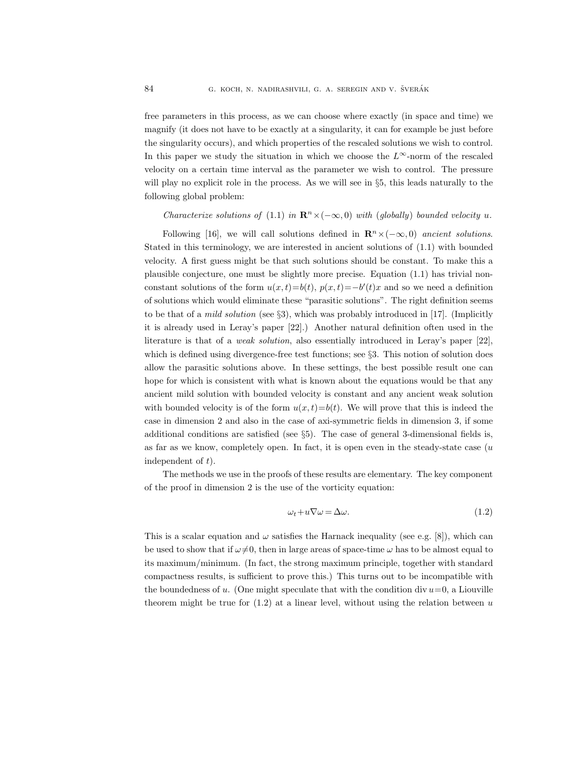free parameters in this process, as we can choose where exactly (in space and time) we magnify (it does not have to be exactly at a singularity, it can for example be just before the singularity occurs), and which properties of the rescaled solutions we wish to control. In this paper we study the situation in which we choose the $L^\infty$-norm of the rescaled velocity on a certain time interval as the parameter we wish to control. The pressure will play no explicit role in the process. As we will see in §5, this leads naturally to the following global problem:

*Characterize solutions of* (1.1) *in* $\mathbf{R}^n \times (-\infty, 0)$ *with* (*globally*) *bounded velocity* $u$.

Following [16], we will call solutions defined in $\mathbf{R}^n \times (-\infty, 0)$ *ancient solutions*. Stated in this terminology, we are interested in ancient solutions of (1.1) with bounded velocity. A first guess might be that such solutions should be constant. To make this a plausible conjecture, one must be slightly more precise. Equation (1.1) has trivial non-constant solutions of the form $u(x,t)=b(t)$, $p(x,t)=-b'(t)x$ and so we need a definition of solutions which would eliminate these "parasitic solutions". The right definition seems to be that of a *mild solution* (see §3), which was probably introduced in [17]. (Implicitly it is already used in Leray's paper [22].) Another natural definition often used in the literature is that of a *weak solution*, also essentially introduced in Leray's paper [22], which is defined using divergence-free test functions; see §3. This notion of solution does allow the parasitic solutions above. In these settings, the best possible result one can hope for which is consistent with what is known about the equations would be that any ancient mild solution with bounded velocity is constant and any ancient weak solution with bounded velocity is of the form $u(x,t)=b(t)$. We will prove that this is indeed the case in dimension 2 and also in the case of axi-symmetric fields in dimension 3, if some additional conditions are satisfied (see §5). The case of general 3-dimensional fields is, as far as we know, completely open. In fact, it is open even in the steady-state case ($u$ independent of $t$).

The methods we use in the proofs of these results are elementary. The key component of the proof in dimension 2 is the use of the vorticity equation:

$$\omega_t + u\nabla\omega = \Delta\omega. \tag{1.2}$$

This is a scalar equation and $\omega$ satisfies the Harnack inequality (see e.g. [8]), which can be used to show that if $\omega \neq 0$, then in large areas of space-time $\omega$ has to be almost equal to its maximum/minimum. (In fact, the strong maximum principle, together with standard compactness results, is sufficient to prove this.) This turns out to be incompatible with the boundedness of $u$. (One might speculate that with the condition $\operatorname{div} u = 0$, a Liouville theorem might be true for (1.2) at a linear level, without using the relation between $u$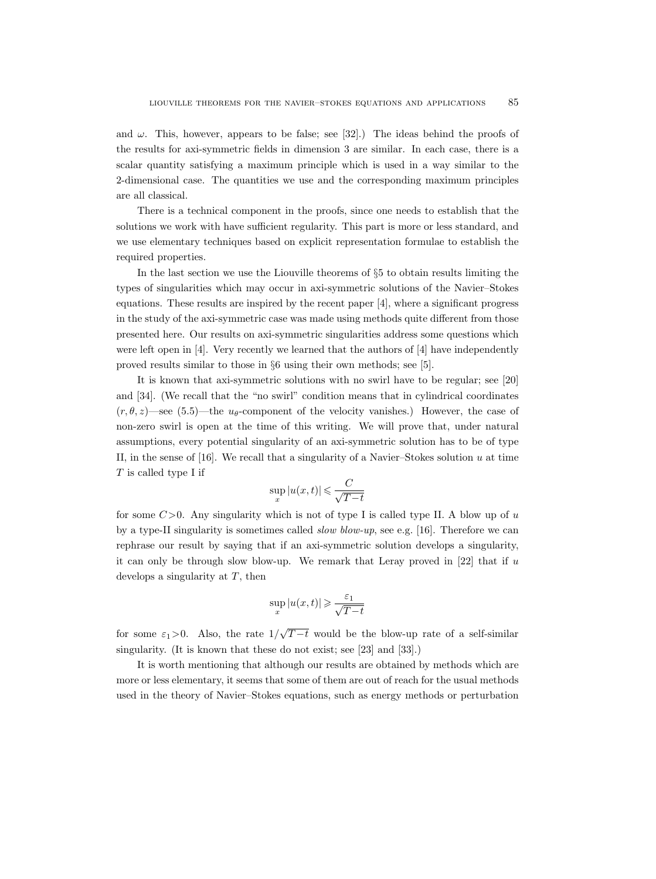and $\omega$. This, however, appears to be false; see [32].) The ideas behind the proofs of the results for axi-symmetric fields in dimension 3 are similar. In each case, there is a scalar quantity satisfying a maximum principle which is used in a way similar to the 2-dimensional case. The quantities we use and the corresponding maximum principles are all classical.

There is a technical component in the proofs, since one needs to establish that the solutions we work with have sufficient regularity. This part is more or less standard, and we use elementary techniques based on explicit representation formulae to establish the required properties.

In the last section we use the Liouville theorems of §5 to obtain results limiting the types of singularities which may occur in axi-symmetric solutions of the Navier–Stokes equations. These results are inspired by the recent paper [4], where a significant progress in the study of the axi-symmetric case was made using methods quite different from those presented here. Our results on axi-symmetric singularities address some questions which were left open in [4]. Very recently we learned that the authors of [4] have independently proved results similar to those in §6 using their own methods; see [5].

It is known that axi-symmetric solutions with no swirl have to be regular; see [20] and [34]. (We recall that the "no swirl" condition means that in cylindrical coordinates $(r, \theta, z)$—see (5.5)—the $u_\theta$-component of the velocity vanishes.) However, the case of non-zero swirl is open at the time of this writing. We will prove that, under natural assumptions, every potential singularity of an axi-symmetric solution has to be of type II, in the sense of [16]. We recall that a singularity of a Navier–Stokes solution $u$ at time $T$ is called type I if

$$\sup_x |u(x,t)| \leqslant \frac{C}{\sqrt{T-t}}$$

for some $C>0$. Any singularity which is not of type I is called type II. A blow up of $u$ by a type-II singularity is sometimes called *slow blow-up*, see e.g. [16]. Therefore we can rephrase our result by saying that if an axi-symmetric solution develops a singularity, it can only be through slow blow-up. We remark that Leray proved in [22] that if $u$ develops a singularity at $T$, then

$$\sup_x |u(x,t)| \geqslant \frac{\varepsilon_1}{\sqrt{T-t}}$$

for some $\varepsilon_1>0$. Also, the rate $1/\sqrt{T-t}$ would be the blow-up rate of a self-similar singularity. (It is known that these do not exist; see [23] and [33].)

It is worth mentioning that although our results are obtained by methods which are more or less elementary, it seems that some of them are out of reach for the usual methods used in the theory of Navier–Stokes equations, such as energy methods or perturbation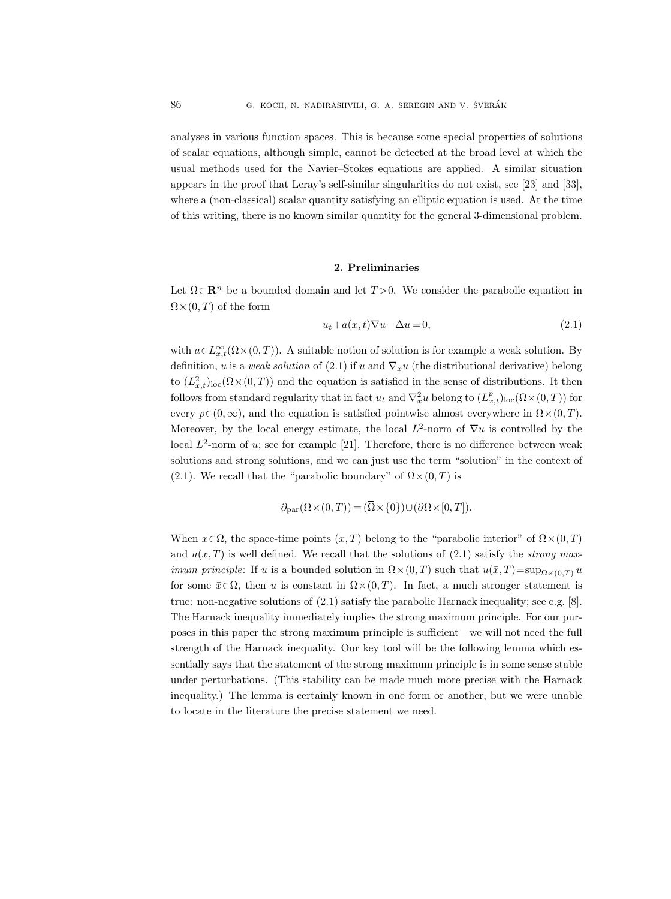analyses in various function spaces. This is because some special properties of solutions of scalar equations, although simple, cannot be detected at the broad level at which the usual methods used for the Navier–Stokes equations are applied. A similar situation appears in the proof that Leray's self-similar singularities do not exist, see [23] and [33], where a (non-classical) scalar quantity satisfying an elliptic equation is used. At the time of this writing, there is no known similar quantity for the general 3-dimensional problem.

## 2. Preliminaries

Let $\Omega\subset\mathbf{R}^n$ be a bounded domain and let $T>0$. We consider the parabolic equation in $\Omega\times(0,T)$ of the form

$$u_t+a(x,t)\nabla u-\Delta u=0, \tag{2.1}$$

with $a\in L^\infty_{x,t}(\Omega\times(0,T))$. A suitable notion of solution is for example a weak solution. By definition, $u$ is a *weak solution* of (2.1) if $u$ and $\nabla_x u$ (the distributional derivative) belong to $(L^2_{x,t})_{\mathrm{loc}}(\Omega\times(0,T))$ and the equation is satisfied in the sense of distributions. It then follows from standard regularity that in fact $u_t$ and $\nabla_x^2 u$ belong to $(L^p_{x,t})_{\mathrm{loc}}(\Omega\times(0,T))$ for every $p\in(0,\infty)$, and the equation is satisfied pointwise almost everywhere in $\Omega\times(0,T)$. Moreover, by the local energy estimate, the local $L^2$-norm of $\nabla u$ is controlled by the local $L^2$-norm of $u$; see for example [21]. Therefore, there is no difference between weak solutions and strong solutions, and we can just use the term "solution" in the context of (2.1). We recall that the "parabolic boundary" of $\Omega\times(0,T)$ is

$$\partial_{\mathrm{par}}(\Omega\times(0,T))=(\overline{\Omega}\times\{0\})\cup(\partial\Omega\times[0,T]).$$

When $x\in\Omega$, the space-time points $(x,T)$ belong to the "parabolic interior" of $\Omega\times(0,T)$ and $u(x,T)$ is well defined. We recall that the solutions of (2.1) satisfy the *strong maximum principle*: If $u$ is a bounded solution in $\Omega\times(0,T)$ such that $u(\bar{x},T)=\sup_{\Omega\times(0,T)} u$ for some $\bar{x}\in\Omega$, then $u$ is constant in $\Omega\times(0,T)$. In fact, a much stronger statement is true: non-negative solutions of (2.1) satisfy the parabolic Harnack inequality; see e.g. [8]. The Harnack inequality immediately implies the strong maximum principle. For our purposes in this paper the strong maximum principle is sufficient—we will not need the full strength of the Harnack inequality. Our key tool will be the following lemma which essentially says that the statement of the strong maximum principle is in some sense stable under perturbations. (This stability can be made much more precise with the Harnack inequality.) The lemma is certainly known in one form or another, but we were unable to locate in the literature the precise statement we need.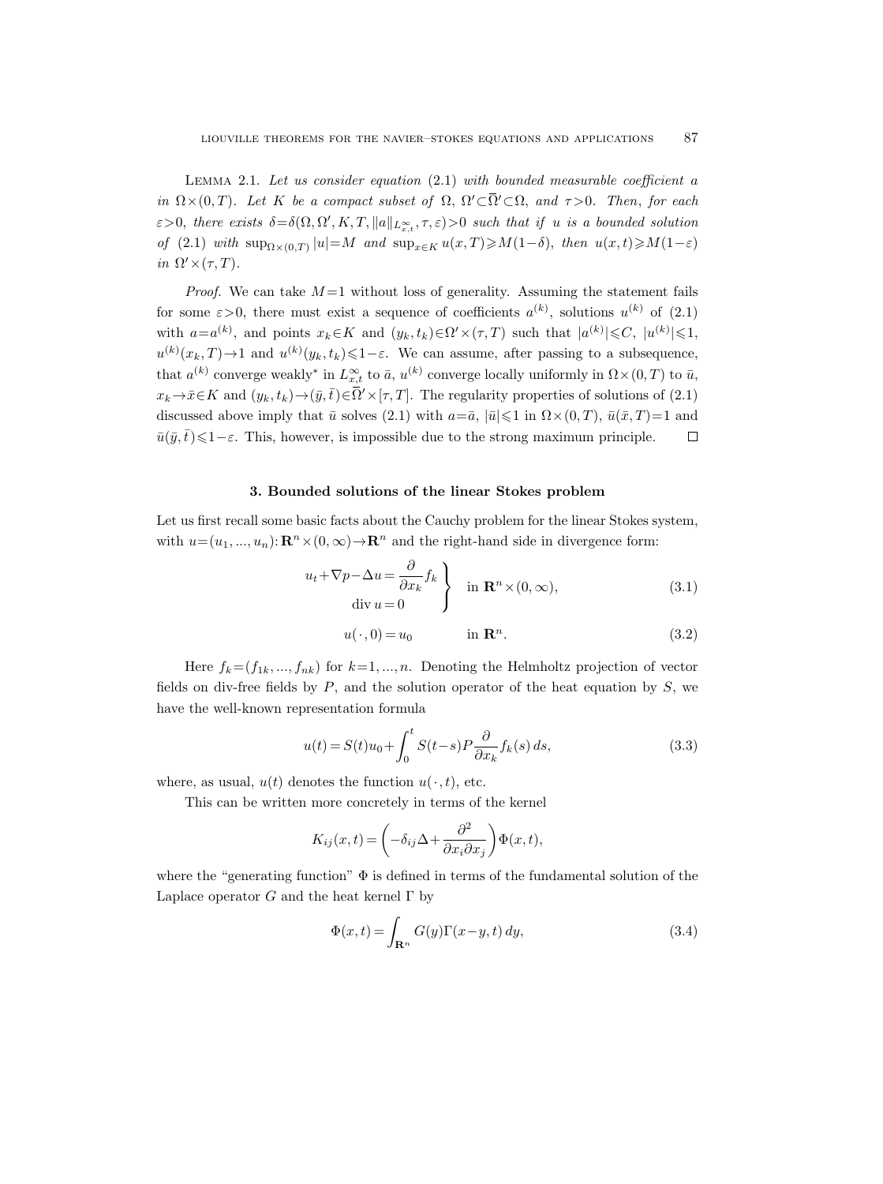Lemma 2.1. *Let us consider equation* (2.1) *with bounded measurable coefficient* $a$ *in* $\Omega\times(0,T)$. *Let* $K$ *be a compact subset of* $\Omega$, $\Omega'\subset\bar{\Omega}'\subset\Omega$, *and* $\tau>0$. *Then, for each* $\varepsilon>0$, *there exists* $\delta=\delta(\Omega,\Omega',K,T,\|a\|_{L^\infty_{x,t}},\tau,\varepsilon)>0$ *such that if* $u$ *is a bounded solution of* (2.1) *with* $\sup_{\Omega\times(0,T)}|u|=M$ *and* $\sup_{x\in K}u(x,T)\geqslant M(1-\delta)$, *then* $u(x,t)\geqslant M(1-\varepsilon)$ *in* $\Omega'\times(\tau,T)$.

*Proof.* We can take $M=1$ without loss of generality. Assuming the statement fails for some $\varepsilon>0$, there must exist a sequence of coefficients $a^{(k)}$, solutions $u^{(k)}$ of (2.1) with $a=a^{(k)}$, and points $x_k\in K$ and $(y_k,t_k)\in\Omega'\times(\tau,T)$ such that $|a^{(k)}|\leqslant C$, $|u^{(k)}|\leqslant 1$, $u^{(k)}(x_k,T)\to 1$ and $u^{(k)}(y_k,t_k)\leqslant 1-\varepsilon$. We can assume, after passing to a subsequence, that $a^{(k)}$ converge weakly* in $L^\infty_{x,t}$ to $\bar{a}$, $u^{(k)}$ converge locally uniformly in $\Omega\times(0,T)$ to $\bar{u}$, $x_k\to\bar{x}\in K$ and $(y_k,t_k)\to(\bar{y},\bar{t})\in\bar{\Omega}'\times[\tau,T]$. The regularity properties of solutions of (2.1) discussed above imply that $\bar{u}$ solves (2.1) with $a=\bar{a}$, $|\bar{u}|\leqslant 1$ in $\Omega\times(0,T)$, $\bar{u}(\bar{x},T)=1$ and $\bar{u}(\bar{y},\bar{t})\leqslant 1-\varepsilon$. This, however, is impossible due to the strong maximum principle. $\square$

## 3. Bounded solutions of the linear Stokes problem

Let us first recall some basic facts about the Cauchy problem for the linear Stokes system, with $u=(u_1,...,u_n)\colon\mathbf{R}^n\times(0,\infty)\to\mathbf{R}^n$ and the right-hand side in divergence form:

$$\left.\begin{aligned} u_t+\nabla p-\Delta u&=\frac{\partial}{\partial x_k}f_k\\ \operatorname{div}u&=0\end{aligned}\right\}\quad\text{in }\mathbf{R}^n\times(0,\infty),\tag{3.1}$$

$$u(\,\cdot\,,0)=u_0\qquad\text{in }\mathbf{R}^n.\tag{3.2}$$

Here $f_k=(f_{1k},...,f_{nk})$ for $k=1,...,n$. Denoting the Helmholtz projection of vector fields on div-free fields by $P$, and the solution operator of the heat equation by $S$, we have the well-known representation formula

$$u(t)=S(t)u_0+\int_0^t S(t-s)P\frac{\partial}{\partial x_k}f_k(s)\,ds,\tag{3.3}$$

where, as usual, $u(t)$ denotes the function $u(\,\cdot\,,t)$, etc.

This can be written more concretely in terms of the kernel

$$K_{ij}(x,t)=\left(-\delta_{ij}\Delta+\frac{\partial^2}{\partial x_i\partial x_j}\right)\Phi(x,t),$$

where the "generating function" $\Phi$ is defined in terms of the fundamental solution of the Laplace operator $G$ and the heat kernel $\Gamma$ by

$$\Phi(x,t)=\int_{\mathbf{R}^n}G(y)\Gamma(x-y,t)\,dy,\tag{3.4}$$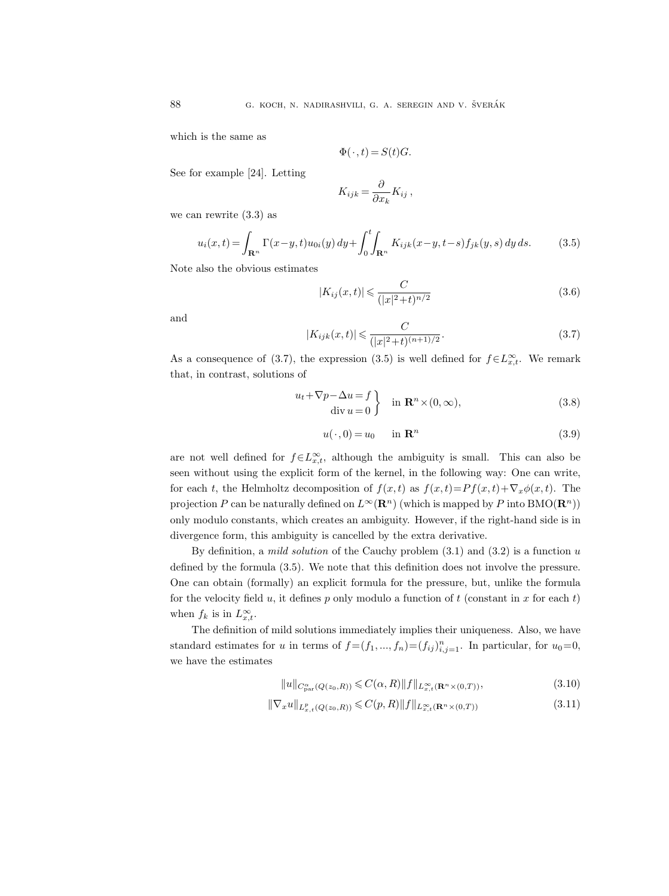which is the same as

$$\Phi(\,\cdot\,,t)=S(t)G.$$

See for example [24]. Letting

$$K_{ijk}=\frac{\partial}{\partial x_k}K_{ij}\,,$$

we can rewrite (3.3) as

$$u_i(x,t)=\int_{\mathbf{R}^n}\Gamma(x-y,t)u_{0i}(y)\,dy+\int_0^t\int_{\mathbf{R}^n}K_{ijk}(x-y,t-s)f_{jk}(y,s)\,dy\,ds. \tag{3.5}$$

Note also the obvious estimates

$$|K_{ij}(x,t)|\leqslant\frac{C}{(|x|^2+t)^{n/2}} \tag{3.6}$$

and

$$|K_{ijk}(x,t)|\leqslant\frac{C}{(|x|^2+t)^{(n+1)/2}}. \tag{3.7}$$

As a consequence of (3.7), the expression (3.5) is well defined for $f\in L^\infty_{x,t}$. We remark that, in contrast, solutions of

$$\left.\begin{aligned} u_t+\nabla p-\Delta u=f\\ \operatorname{div}u=0\end{aligned}\right\}\quad\text{in } \mathbf{R}^n\times(0,\infty), \tag{3.8}$$

$$u(\,\cdot\,,0)=u_0\qquad\text{in } \mathbf{R}^n \tag{3.9}$$

are not well defined for $f\in L^\infty_{x,t}$, although the ambiguity is small. This can also be seen without using the explicit form of the kernel, in the following way: One can write, for each $t$, the Helmholtz decomposition of $f(x,t)$ as $f(x,t)=Pf(x,t)+\nabla_x\phi(x,t)$. The projection $P$ can be naturally defined on $L^\infty(\mathbf{R}^n)$ (which is mapped by $P$ into $\mathrm{BMO}(\mathbf{R}^n)$) only modulo constants, which creates an ambiguity. However, if the right-hand side is in divergence form, this ambiguity is cancelled by the extra derivative.

By definition, a *mild solution* of the Cauchy problem (3.1) and (3.2) is a function $u$ defined by the formula (3.5). We note that this definition does not involve the pressure. One can obtain (formally) an explicit formula for the pressure, but, unlike the formula for the velocity field $u$, it defines $p$ only modulo a function of $t$ (constant in $x$ for each $t$) when $f_k$ is in $L^\infty_{x,t}$.

The definition of mild solutions immediately implies their uniqueness. Also, we have standard estimates for $u$ in terms of $f=(f_1,...,f_n)=(f_{ij})_{i,j=1}^n$. In particular, for $u_0=0$, we have the estimates

$$\|u\|_{C^\alpha_{\mathrm{par}}(Q(z_0,R))}\leqslant C(\alpha,R)\|f\|_{L^\infty_{x,t}(\mathbf{R}^n\times(0,T))}, \tag{3.10}$$

$$\|\nabla_x u\|_{L^p_{x,t}(Q(z_0,R))}\leqslant C(p,R)\|f\|_{L^\infty_{x,t}(\mathbf{R}^n\times(0,T))} \tag{3.11}$$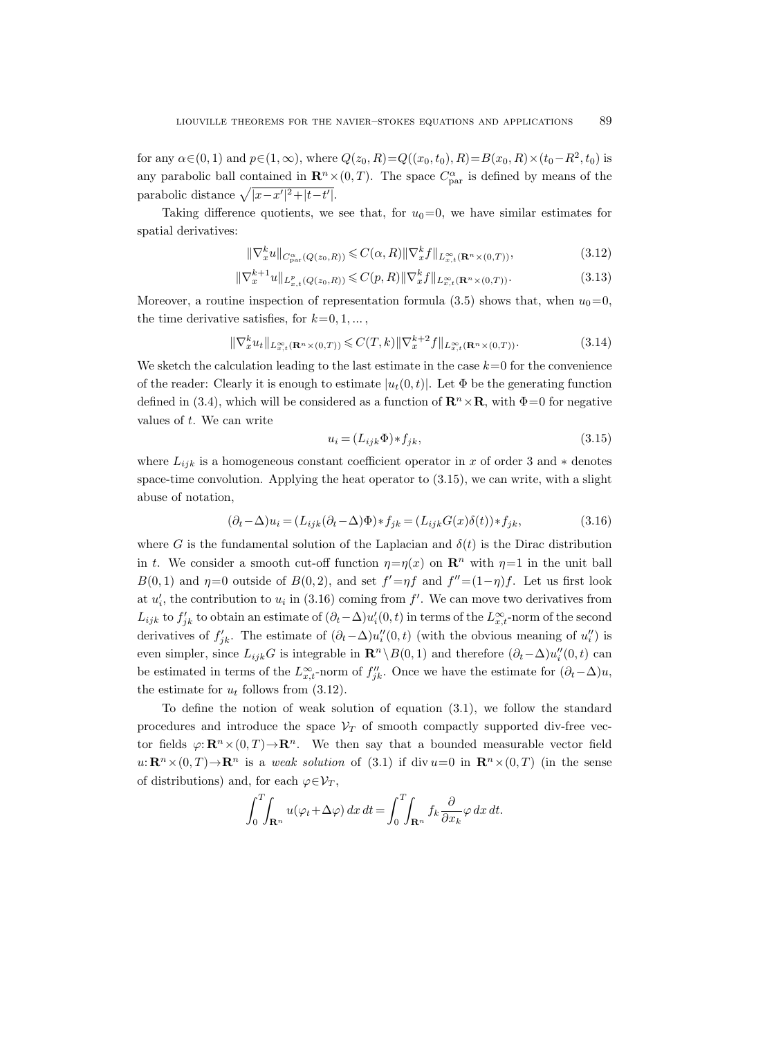for any $\alpha\in(0,1)$ and $p\in(1,\infty)$, where $Q(z_0,R)=Q((x_0,t_0),R)=B(x_0,R)\times(t_0-R^2,t_0)$ is any parabolic ball contained in $\mathbf{R}^n\times(0,T)$. The space $C^\alpha_{\mathrm{par}}$ is defined by means of the parabolic distance $\sqrt{|x-x'|^2+|t-t'|}$.

Taking difference quotients, we see that, for $u_0=0$, we have similar estimates for spatial derivatives:

$$\|\nabla^k_x u\|_{C^\alpha_{\mathrm{par}}(Q(z_0,R))} \leqslant C(\alpha,R)\|\nabla^k_x f\|_{L^\infty_{x,t}(\mathbf{R}^n\times(0,T))}, \tag{3.12}$$

$$\|\nabla^{k+1}_x u\|_{L^p_{x,t}(Q(z_0,R))} \leqslant C(p,R)\|\nabla^k_x f\|_{L^\infty_{x,t}(\mathbf{R}^n\times(0,T))}. \tag{3.13}$$

Moreover, a routine inspection of representation formula (3.5) shows that, when $u_0=0$, the time derivative satisfies, for $k=0,1,\dots,$

$$\|\nabla^k_x u_t\|_{L^\infty_{x,t}(\mathbf{R}^n\times(0,T))} \leqslant C(T,k)\|\nabla^{k+2}_x f\|_{L^\infty_{x,t}(\mathbf{R}^n\times(0,T))}. \tag{3.14}$$

We sketch the calculation leading to the last estimate in the case $k=0$ for the convenience of the reader: Clearly it is enough to estimate $|u_t(0,t)|$. Let $\Phi$ be the generating function defined in (3.4), which will be considered as a function of $\mathbf{R}^n\times\mathbf{R}$, with $\Phi=0$ for negative values of $t$. We can write

$$u_i = (L_{ijk}\Phi)*f_{jk}, \tag{3.15}$$

where $L_{ijk}$ is a homogeneous constant coefficient operator in $x$ of order 3 and $*$ denotes space-time convolution. Applying the heat operator to (3.15), we can write, with a slight abuse of notation,

$$(\partial_t-\Delta)u_i = (L_{ijk}(\partial_t-\Delta)\Phi)*f_{jk} = (L_{ijk}G(x)\delta(t))*f_{jk}, \tag{3.16}$$

where $G$ is the fundamental solution of the Laplacian and $\delta(t)$ is the Dirac distribution in $t$. We consider a smooth cut-off function $\eta=\eta(x)$ on $\mathbf{R}^n$ with $\eta=1$ in the unit ball $B(0,1)$ and $\eta=0$ outside of $B(0,2)$, and set $f'=\eta f$ and $f''=(1-\eta)f$. Let us first look at $u'_i$, the contribution to $u_i$ in (3.16) coming from $f'$. We can move two derivatives from $L_{ijk}$ to $f'_{jk}$ to obtain an estimate of $(\partial_t-\Delta)u'_i(0,t)$ in terms of the $L^\infty_{x,t}$-norm of the second derivatives of $f'_{jk}$. The estimate of $(\partial_t-\Delta)u''_i(0,t)$ (with the obvious meaning of $u''_i$) is even simpler, since $L_{ijk}G$ is integrable in $\mathbf{R}^n\setminus B(0,1)$ and therefore $(\partial_t-\Delta)u''_i(0,t)$ can be estimated in terms of the $L^\infty_{x,t}$-norm of $f''_{jk}$. Once we have the estimate for $(\partial_t-\Delta)u$, the estimate for $u_t$ follows from (3.12).

To define the notion of weak solution of equation (3.1), we follow the standard procedures and introduce the space $\mathcal{V}_T$ of smooth compactly supported div-free vector fields $\varphi\colon\mathbf{R}^n\times(0,T)\to\mathbf{R}^n$. We then say that a bounded measurable vector field $u\colon\mathbf{R}^n\times(0,T)\to\mathbf{R}^n$ is a *weak solution* of (3.1) if $\operatorname{div} u=0$ in $\mathbf{R}^n\times(0,T)$ (in the sense of distributions) and, for each $\varphi\in\mathcal{V}_T$,

$$\int_0^T\int_{\mathbf{R}^n} u(\varphi_t+\Delta\varphi)\,dx\,dt = \int_0^T\int_{\mathbf{R}^n} f_k\frac{\partial}{\partial x_k}\varphi\,dx\,dt.$$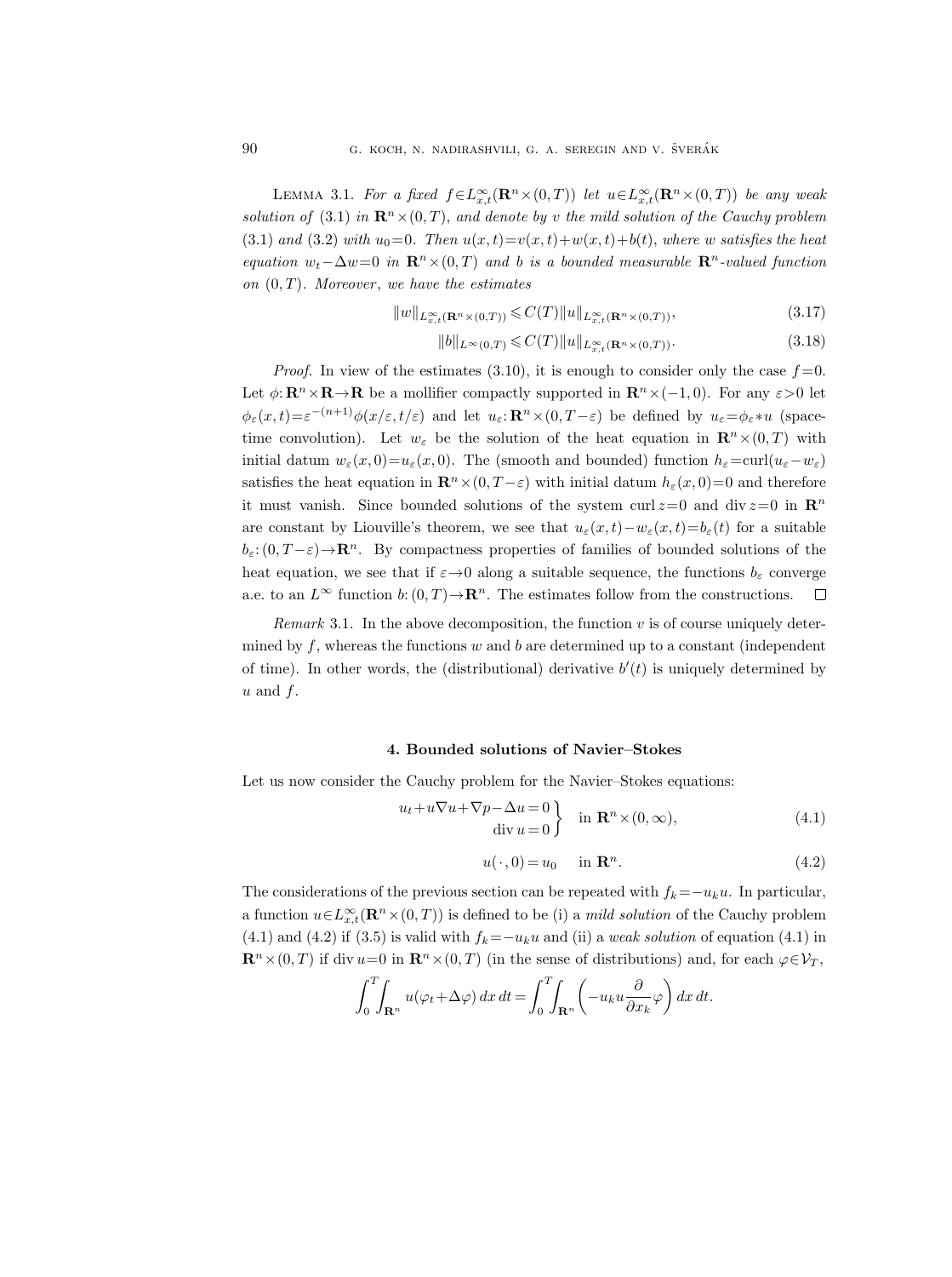Lemma 3.1. *For a fixed $f \in L^\infty_{x,t}(\mathbf{R}^n \times (0,T))$ let $u \in L^\infty_{x,t}(\mathbf{R}^n \times (0,T))$ be any weak solution of* (3.1) *in $\mathbf{R}^n \times (0,T)$, and denote by $v$ the mild solution of the Cauchy problem* (3.1) *and* (3.2) *with $u_0=0$. Then $u(x,t)=v(x,t)+w(x,t)+b(t)$, where $w$ satisfies the heat equation $w_t - \Delta w = 0$ in $\mathbf{R}^n \times (0,T)$ and $b$ is a bounded measurable $\mathbf{R}^n$-valued function on $(0,T)$. Moreover, we have the estimates*

$$\|w\|_{L^\infty_{x,t}(\mathbf{R}^n \times (0,T))} \leqslant C(T) \|u\|_{L^\infty_{x,t}(\mathbf{R}^n \times (0,T))}, \tag{3.17}$$

$$\|b\|_{L^\infty(0,T)} \leqslant C(T) \|u\|_{L^\infty_{x,t}(\mathbf{R}^n \times (0,T))}. \tag{3.18}$$

*Proof.* In view of the estimates (3.10), it is enough to consider only the case $f=0$. Let $\phi: \mathbf{R}^n \times \mathbf{R} \to \mathbf{R}$ be a mollifier compactly supported in $\mathbf{R}^n \times (-1,0)$. For any $\varepsilon>0$ let $\phi_\varepsilon(x,t) = \varepsilon^{-(n+1)} \phi(x/\varepsilon, t/\varepsilon)$ and let $u_\varepsilon: \mathbf{R}^n \times (0, T-\varepsilon)$ be defined by $u_\varepsilon = \phi_\varepsilon * u$ (space-time convolution). Let $w_\varepsilon$ be the solution of the heat equation in $\mathbf{R}^n \times (0,T)$ with initial datum $w_\varepsilon(x,0) = u_\varepsilon(x,0)$. The (smooth and bounded) function $h_\varepsilon = \operatorname{curl}(u_\varepsilon - w_\varepsilon)$ satisfies the heat equation in $\mathbf{R}^n \times (0, T-\varepsilon)$ with initial datum $h_\varepsilon(x,0)=0$ and therefore it must vanish. Since bounded solutions of the system $\operatorname{curl} z = 0$ and $\operatorname{div} z = 0$ in $\mathbf{R}^n$ are constant by Liouville's theorem, we see that $u_\varepsilon(x,t) - w_\varepsilon(x,t) = b_\varepsilon(t)$ for a suitable $b_\varepsilon: (0, T-\varepsilon) \to \mathbf{R}^n$. By compactness properties of families of bounded solutions of the heat equation, we see that if $\varepsilon \to 0$ along a suitable sequence, the functions $b_\varepsilon$ converge a.e. to an $L^\infty$ function $b: (0,T) \to \mathbf{R}^n$. The estimates follow from the constructions. $\square$

*Remark* 3.1. In the above decomposition, the function $v$ is of course uniquely determined by $f$, whereas the functions $w$ and $b$ are determined up to a constant (independent of time). In other words, the (distributional) derivative $b'(t)$ is uniquely determined by $u$ and $f$.

## 4. Bounded solutions of Navier–Stokes

Let us now consider the Cauchy problem for the Navier–Stokes equations:

$$\left.\begin{aligned} u_t + u\nabla u + \nabla p - \Delta u &= 0 \\ \operatorname{div} u &= 0 \end{aligned}\right\} \quad \text{in } \mathbf{R}^n \times (0,\infty), \tag{4.1}$$

$$u(\,\cdot\,, 0) = u_0 \quad \text{in } \mathbf{R}^n. \tag{4.2}$$

The considerations of the previous section can be repeated with $f_k = -u_k u$. In particular, a function $u \in L^\infty_{x,t}(\mathbf{R}^n \times (0,T))$ is defined to be (i) a *mild solution* of the Cauchy problem (4.1) and (4.2) if (3.5) is valid with $f_k = -u_k u$ and (ii) a *weak solution* of equation (4.1) in $\mathbf{R}^n \times (0,T)$ if $\operatorname{div} u = 0$ in $\mathbf{R}^n \times (0,T)$ (in the sense of distributions) and, for each $\varphi \in \mathcal{V}_T$,

$$\int_0^T \int_{\mathbf{R}^n} u(\varphi_t + \Delta\varphi)\, dx\, dt = \int_0^T \int_{\mathbf{R}^n} \left( -u_k u \frac{\partial}{\partial x_k} \varphi \right) dx\, dt.$$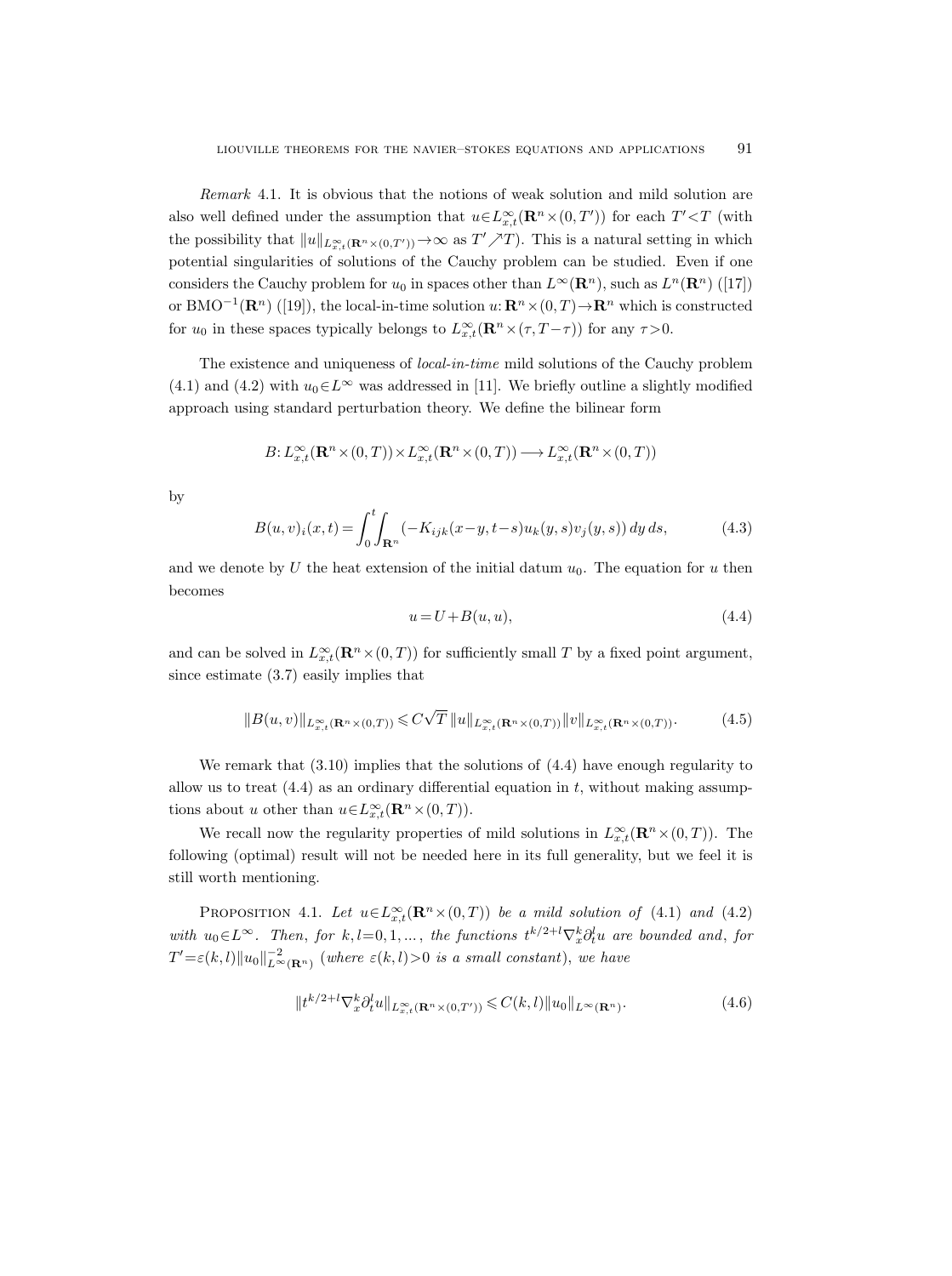*Remark* 4.1. It is obvious that the notions of weak solution and mild solution are also well defined under the assumption that $u \in L^\infty_{x,t}(\mathbf{R}^n \times (0,T'))$ for each $T' < T$ (with the possibility that $\|u\|_{L^\infty_{x,t}(\mathbf{R}^n\times(0,T'))} \to \infty$ as $T' \nearrow T$). This is a natural setting in which potential singularities of solutions of the Cauchy problem can be studied. Even if one considers the Cauchy problem for $u_0$ in spaces other than $L^\infty(\mathbf{R}^n)$, such as $L^n(\mathbf{R}^n)$ ([17]) or $\mathrm{BMO}^{-1}(\mathbf{R}^n)$ ([19]), the local-in-time solution $u: \mathbf{R}^n \times (0,T) \to \mathbf{R}^n$ which is constructed for $u_0$ in these spaces typically belongs to $L^\infty_{x,t}(\mathbf{R}^n \times (\tau, T-\tau))$ for any $\tau > 0$.

The existence and uniqueness of *local-in-time* mild solutions of the Cauchy problem (4.1) and (4.2) with $u_0 \in L^\infty$ was addressed in [11]. We briefly outline a slightly modified approach using standard perturbation theory. We define the bilinear form

$$B: L^\infty_{x,t}(\mathbf{R}^n \times (0,T)) \times L^\infty_{x,t}(\mathbf{R}^n \times (0,T)) \longrightarrow L^\infty_{x,t}(\mathbf{R}^n \times (0,T))$$

by

$$B(u,v)_i(x,t) = \int_0^t \int_{\mathbf{R}^n} (-K_{ijk}(x-y, t-s) u_k(y,s) v_j(y,s))\, dy\, ds, \tag{4.3}$$

and we denote by $U$ the heat extension of the initial datum $u_0$. The equation for $u$ then becomes

$$u = U + B(u,u), \tag{4.4}$$

and can be solved in $L^\infty_{x,t}(\mathbf{R}^n \times (0,T))$ for sufficiently small $T$ by a fixed point argument, since estimate (3.7) easily implies that

$$\|B(u,v)\|_{L^\infty_{x,t}(\mathbf{R}^n\times(0,T))} \leqslant C\sqrt{T}\, \|u\|_{L^\infty_{x,t}(\mathbf{R}^n\times(0,T))} \|v\|_{L^\infty_{x,t}(\mathbf{R}^n\times(0,T))}. \tag{4.5}$$

We remark that (3.10) implies that the solutions of (4.4) have enough regularity to allow us to treat (4.4) as an ordinary differential equation in $t$, without making assumptions about $u$ other than $u \in L^\infty_{x,t}(\mathbf{R}^n \times (0,T))$.

We recall now the regularity properties of mild solutions in $L^\infty_{x,t}(\mathbf{R}^n \times (0,T))$. The following (optimal) result will not be needed here in its full generality, but we feel it is still worth mentioning.

PROPOSITION 4.1. *Let $u \in L^\infty_{x,t}(\mathbf{R}^n \times (0,T))$ be a mild solution of (4.1) and (4.2) with $u_0 \in L^\infty$. Then, for $k,l = 0,1,\dots$, the functions $t^{k/2+l} \nabla_x^k \partial_t^l u$ are bounded and, for $T' = \varepsilon(k,l) \|u_0\|^{-2}_{L^\infty(\mathbf{R}^n)}$ (where $\varepsilon(k,l) > 0$ is a small constant), we have*

$$\|t^{k/2+l} \nabla_x^k \partial_t^l u\|_{L^\infty_{x,t}(\mathbf{R}^n\times(0,T'))} \leqslant C(k,l) \|u_0\|_{L^\infty(\mathbf{R}^n)}. \tag{4.6}$$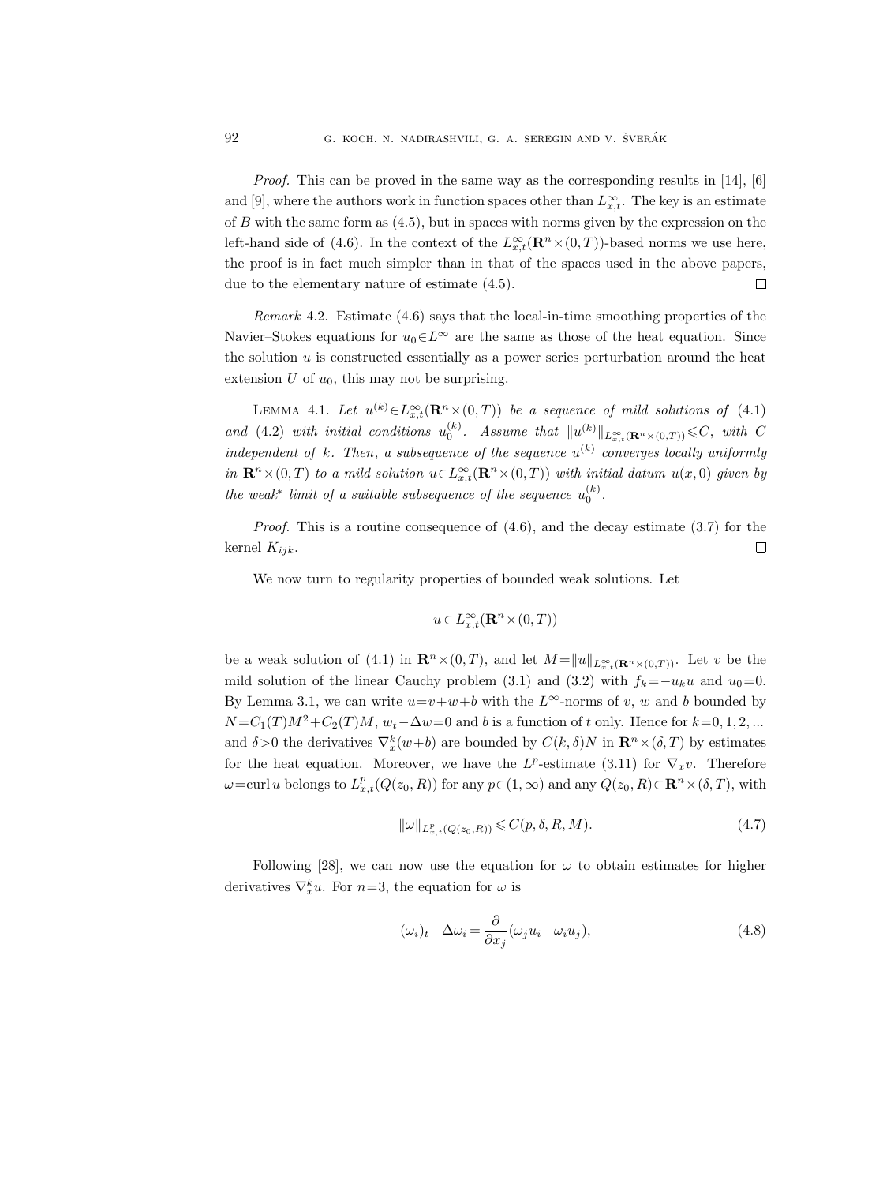*Proof.* This can be proved in the same way as the corresponding results in [14], [6] and [9], where the authors work in function spaces other than $L^\infty_{x,t}$. The key is an estimate of $B$ with the same form as (4.5), but in spaces with norms given by the expression on the left-hand side of (4.6). In the context of the $L^\infty_{x,t}(\mathbf{R}^n\times(0,T))$-based norms we use here, the proof is in fact much simpler than in that of the spaces used in the above papers, due to the elementary nature of estimate (4.5). $\square$

*Remark* 4.2. Estimate (4.6) says that the local-in-time smoothing properties of the Navier–Stokes equations for $u_0\in L^\infty$ are the same as those of the heat equation. Since the solution $u$ is constructed essentially as a power series perturbation around the heat extension $U$ of $u_0$, this may not be surprising.

LEMMA 4.1. *Let $u^{(k)}\in L^\infty_{x,t}(\mathbf{R}^n\times(0,T))$ be a sequence of mild solutions of (4.1) and (4.2) with initial conditions $u_0^{(k)}$. Assume that $\|u^{(k)}\|_{L^\infty_{x,t}(\mathbf{R}^n\times(0,T))}\leqslant C$, with $C$ independent of $k$. Then, a subsequence of the sequence $u^{(k)}$ converges locally uniformly in $\mathbf{R}^n\times(0,T)$ to a mild solution $u\in L^\infty_{x,t}(\mathbf{R}^n\times(0,T))$ with initial datum $u(x,0)$ given by the weak\* limit of a suitable subsequence of the sequence $u_0^{(k)}$.*

*Proof.* This is a routine consequence of (4.6), and the decay estimate (3.7) for the kernel $K_{ijk}$. $\square$

We now turn to regularity properties of bounded weak solutions. Let

$$u\in L^\infty_{x,t}(\mathbf{R}^n\times(0,T))$$

be a weak solution of (4.1) in $\mathbf{R}^n\times(0,T)$, and let $M=\|u\|_{L^\infty_{x,t}(\mathbf{R}^n\times(0,T))}$. Let $v$ be the mild solution of the linear Cauchy problem (3.1) and (3.2) with $f_k=-u_k u$ and $u_0=0$. By Lemma 3.1, we can write $u=v+w+b$ with the $L^\infty$-norms of $v$, $w$ and $b$ bounded by $N=C_1(T)M^2+C_2(T)M$, $w_t-\Delta w=0$ and $b$ is a function of $t$ only. Hence for $k=0,1,2,\dots$ and $\delta>0$ the derivatives $\nabla^k_x(w+b)$ are bounded by $C(k,\delta)N$ in $\mathbf{R}^n\times(\delta,T)$ by estimates for the heat equation. Moreover, we have the $L^p$-estimate (3.11) for $\nabla_x v$. Therefore $\omega=\operatorname{curl} u$ belongs to $L^p_{x,t}(Q(z_0,R))$ for any $p\in(1,\infty)$ and any $Q(z_0,R)\subset\mathbf{R}^n\times(\delta,T)$, with

$$\|\omega\|_{L^p_{x,t}(Q(z_0,R))}\leqslant C(p,\delta,R,M). \tag{4.7}$$

Following [28], we can now use the equation for $\omega$ to obtain estimates for higher derivatives $\nabla^k_x u$. For $n=3$, the equation for $\omega$ is

$$(\omega_i)_t-\Delta\omega_i=\frac{\partial}{\partial x_j}(\omega_j u_i-\omega_i u_j), \tag{4.8}$$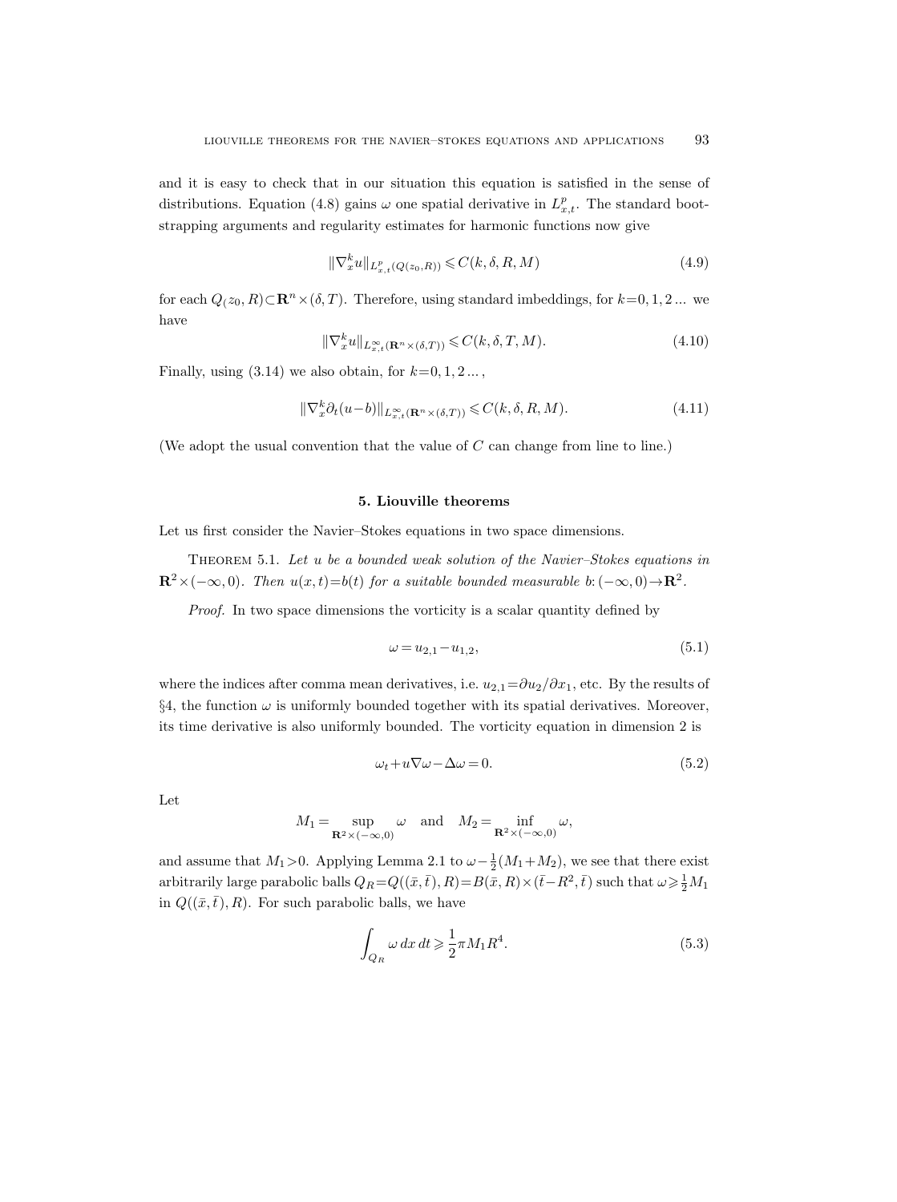and it is easy to check that in our situation this equation is satisfied in the sense of distributions. Equation (4.8) gains $\omega$ one spatial derivative in $L^p_{x,t}$. The standard bootstrapping arguments and regularity estimates for harmonic functions now give

$$\|\nabla_x^k u\|_{L^p_{x,t}(Q(z_0,R))} \leqslant C(k,\delta,R,M) \tag{4.9}$$

for each $Q_(z_0,R)\subset\mathbf{R}^n\times(\delta,T)$. Therefore, using standard imbeddings, for $k=0,1,2\,...$ we have

$$\|\nabla_x^k u\|_{L^\infty_{x,t}(\mathbf{R}^n\times(\delta,T))} \leqslant C(k,\delta,T,M). \tag{4.10}$$

Finally, using (3.14) we also obtain, for $k=0,1,2\,...\,,$

$$\|\nabla_x^k \partial_t(u-b)\|_{L^\infty_{x,t}(\mathbf{R}^n\times(\delta,T))} \leqslant C(k,\delta,R,M). \tag{4.11}$$

(We adopt the usual convention that the value of $C$ can change from line to line.)

## 5. Liouville theorems

Let us first consider the Navier–Stokes equations in two space dimensions.

Theorem 5.1. *Let $u$ be a bounded weak solution of the Navier–Stokes equations in $\mathbf{R}^2\times(-\infty,0)$. Then $u(x,t)=b(t)$ for a suitable bounded measurable $b\colon(-\infty,0)\to\mathbf{R}^2$.*

*Proof.* In two space dimensions the vorticity is a scalar quantity defined by

$$\omega = u_{2,1}-u_{1,2}, \tag{5.1}$$

where the indices after comma mean derivatives, i.e. $u_{2,1}=\partial u_2/\partial x_1$, etc. By the results of §4, the function $\omega$ is uniformly bounded together with its spatial derivatives. Moreover, its time derivative is also uniformly bounded. The vorticity equation in dimension 2 is

$$\omega_t + u\nabla\omega - \Delta\omega = 0. \tag{5.2}$$

Let

$$M_1 = \sup_{\mathbf{R}^2\times(-\infty,0)} \omega \quad \text{and} \quad M_2 = \inf_{\mathbf{R}^2\times(-\infty,0)} \omega,$$

and assume that $M_1>0$. Applying Lemma 2.1 to $\omega-\frac{1}{2}(M_1+M_2)$, we see that there exist arbitrarily large parabolic balls $Q_R=Q((\bar{x},\bar{t}),R)=B(\bar{x},R)\times(\bar{t}-R^2,\bar{t})$ such that $\omega\geqslant\frac{1}{2}M_1$ in $Q((\bar{x},\bar{t}),R)$. For such parabolic balls, we have

$$\int_{Q_R} \omega\,dx\,dt \geqslant \frac{1}{2}\pi M_1 R^4. \tag{5.3}$$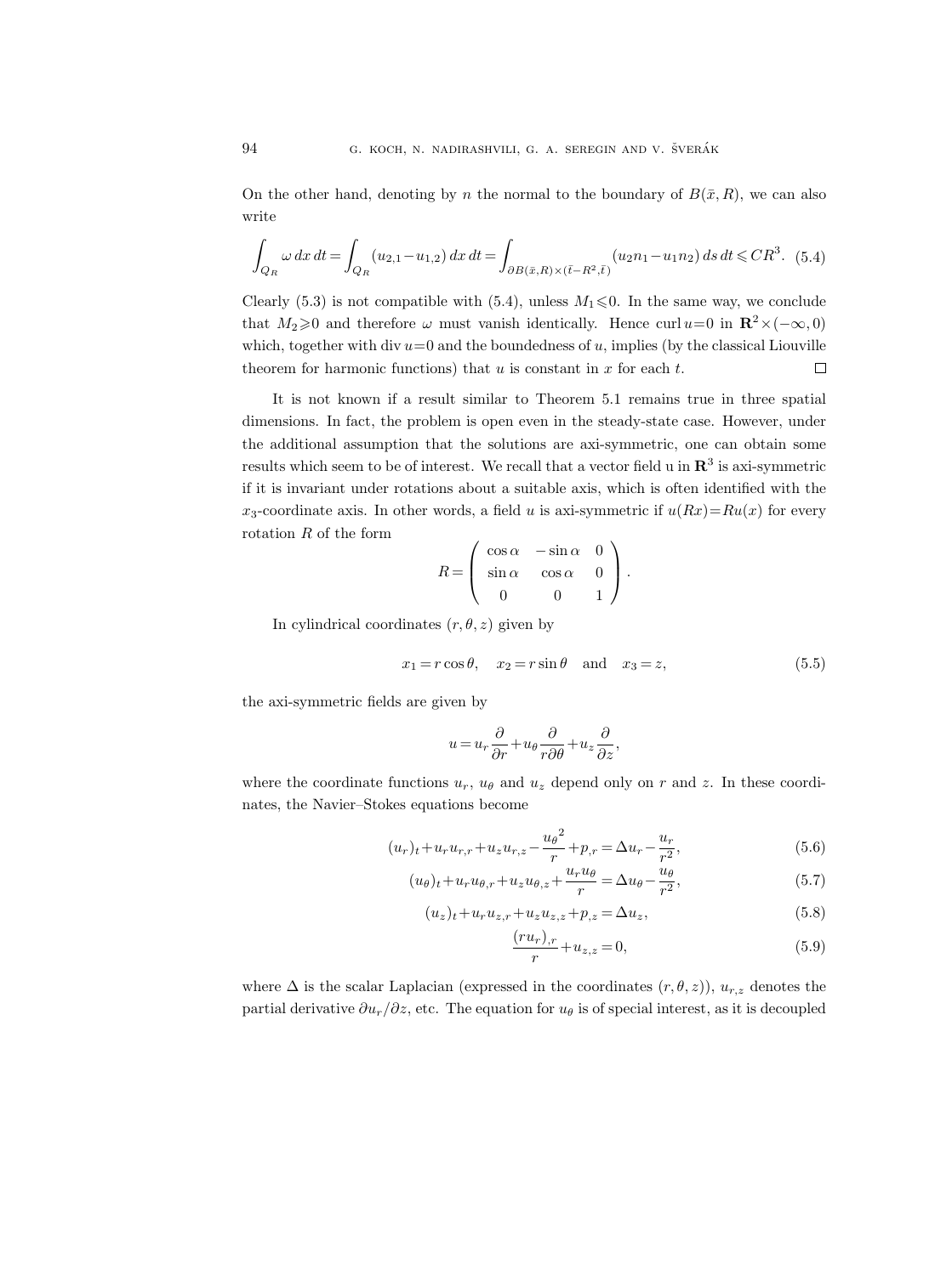On the other hand, denoting by $n$ the normal to the boundary of $B(\bar{x}, R)$, we can also write

$$\int_{Q_R} \omega\, dx\, dt = \int_{Q_R} (u_{2,1} - u_{1,2})\, dx\, dt = \int_{\partial B(\bar{x},R)\times(\bar{t}-R^2,\bar{t})} (u_2 n_1 - u_1 n_2)\, ds\, dt \leqslant CR^3. \quad (5.4)$$

Clearly (5.3) is not compatible with (5.4), unless $M_1 \leqslant 0$. In the same way, we conclude that $M_2 \geqslant 0$ and therefore $\omega$ must vanish identically. Hence $\operatorname{curl} u = 0$ in $\mathbf{R}^2 \times (-\infty, 0)$ which, together with $\operatorname{div} u = 0$ and the boundedness of $u$, implies (by the classical Liouville theorem for harmonic functions) that $u$ is constant in $x$ for each $t$. $\square$

It is not known if a result similar to Theorem 5.1 remains true in three spatial dimensions. In fact, the problem is open even in the steady-state case. However, under the additional assumption that the solutions are axi-symmetric, one can obtain some results which seem to be of interest. We recall that a vector field u in $\mathbf{R}^3$ is axi-symmetric if it is invariant under rotations about a suitable axis, which is often identified with the $x_3$-coordinate axis. In other words, a field $u$ is axi-symmetric if $u(Rx) = Ru(x)$ for every rotation $R$ of the form

$$R = \begin{pmatrix} \cos\alpha & -\sin\alpha & 0 \\ \sin\alpha & \cos\alpha & 0 \\ 0 & 0 & 1 \end{pmatrix}.$$

In cylindrical coordinates $(r, \theta, z)$ given by

$$x_1 = r\cos\theta, \quad x_2 = r\sin\theta \quad \text{and} \quad x_3 = z, \quad (5.5)$$

the axi-symmetric fields are given by

$$u = u_r \frac{\partial}{\partial r} + u_\theta \frac{\partial}{r\partial\theta} + u_z \frac{\partial}{\partial z},$$

where the coordinate functions $u_r$, $u_\theta$ and $u_z$ depend only on $r$ and $z$. In these coordinates, the Navier–Stokes equations become

$$(u_r)_t + u_r u_{r,r} + u_z u_{r,z} - \frac{{u_\theta}^2}{r} + p_{,r} = \Delta u_r - \frac{u_r}{r^2}, \quad (5.6)$$

$$(u_\theta)_t + u_r u_{\theta,r} + u_z u_{\theta,z} + \frac{u_r u_\theta}{r} = \Delta u_\theta - \frac{u_\theta}{r^2}, \quad (5.7)$$

$$(u_z)_t + u_r u_{z,r} + u_z u_{z,z} + p_{,z} = \Delta u_z, \quad (5.8)$$

$$\frac{(r u_r)_{,r}}{r} + u_{z,z} = 0, \quad (5.9)$$

where $\Delta$ is the scalar Laplacian (expressed in the coordinates $(r, \theta, z)$), $u_{r,z}$ denotes the partial derivative $\partial u_r / \partial z$, etc. The equation for $u_\theta$ is of special interest, as it is decoupled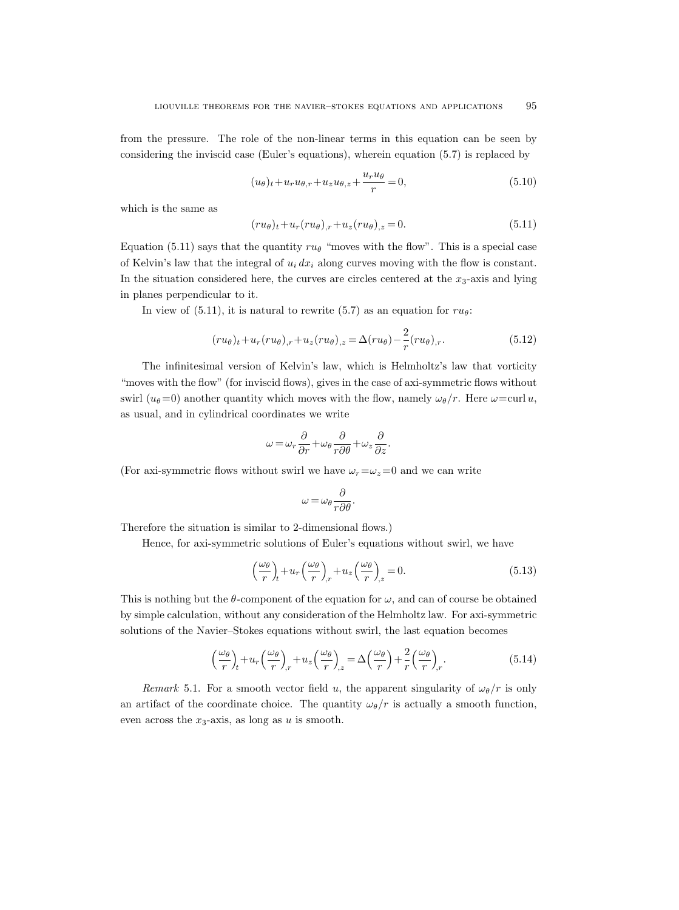from the pressure. The role of the non-linear terms in this equation can be seen by considering the inviscid case (Euler's equations), wherein equation (5.7) is replaced by

$$(u_\theta)_t + u_r u_{\theta,r} + u_z u_{\theta,z} + \frac{u_r u_\theta}{r} = 0, \tag{5.10}$$

which is the same as

$$(ru_\theta)_t + u_r (ru_\theta)_{,r} + u_z (ru_\theta)_{,z} = 0. \tag{5.11}$$

Equation (5.11) says that the quantity $ru_\theta$ "moves with the flow". This is a special case of Kelvin's law that the integral of $u_i\,dx_i$ along curves moving with the flow is constant. In the situation considered here, the curves are circles centered at the $x_3$-axis and lying in planes perpendicular to it.

In view of (5.11), it is natural to rewrite (5.7) as an equation for $ru_\theta$:

$$(ru_\theta)_t + u_r (ru_\theta)_{,r} + u_z (ru_\theta)_{,z} = \Delta(ru_\theta) - \frac{2}{r}(ru_\theta)_{,r}. \tag{5.12}$$

The infinitesimal version of Kelvin's law, which is Helmholtz's law that vorticity "moves with the flow" (for inviscid flows), gives in the case of axi-symmetric flows without swirl ($u_\theta = 0$) another quantity which moves with the flow, namely $\omega_\theta / r$. Here $\omega = \operatorname{curl} u$, as usual, and in cylindrical coordinates we write

$$\omega = \omega_r \frac{\partial}{\partial r} + \omega_\theta \frac{\partial}{r\partial\theta} + \omega_z \frac{\partial}{\partial z}.$$

(For axi-symmetric flows without swirl we have $\omega_r = \omega_z = 0$ and we can write

$$\omega = \omega_\theta \frac{\partial}{r\partial\theta}.$$

Therefore the situation is similar to 2-dimensional flows.)

Hence, for axi-symmetric solutions of Euler's equations without swirl, we have

$$\left(\frac{\omega_\theta}{r}\right)_t + u_r \left(\frac{\omega_\theta}{r}\right)_{,r} + u_z \left(\frac{\omega_\theta}{r}\right)_{,z} = 0. \tag{5.13}$$

This is nothing but the $\theta$-component of the equation for $\omega$, and can of course be obtained by simple calculation, without any consideration of the Helmholtz law. For axi-symmetric solutions of the Navier–Stokes equations without swirl, the last equation becomes

$$\left(\frac{\omega_\theta}{r}\right)_t + u_r \left(\frac{\omega_\theta}{r}\right)_{,r} + u_z \left(\frac{\omega_\theta}{r}\right)_{,z} = \Delta\left(\frac{\omega_\theta}{r}\right) + \frac{2}{r}\left(\frac{\omega_\theta}{r}\right)_{,r}. \tag{5.14}$$

*Remark* 5.1. For a smooth vector field $u$, the apparent singularity of $\omega_\theta / r$ is only an artifact of the coordinate choice. The quantity $\omega_\theta / r$ is actually a smooth function, even across the $x_3$-axis, as long as $u$ is smooth.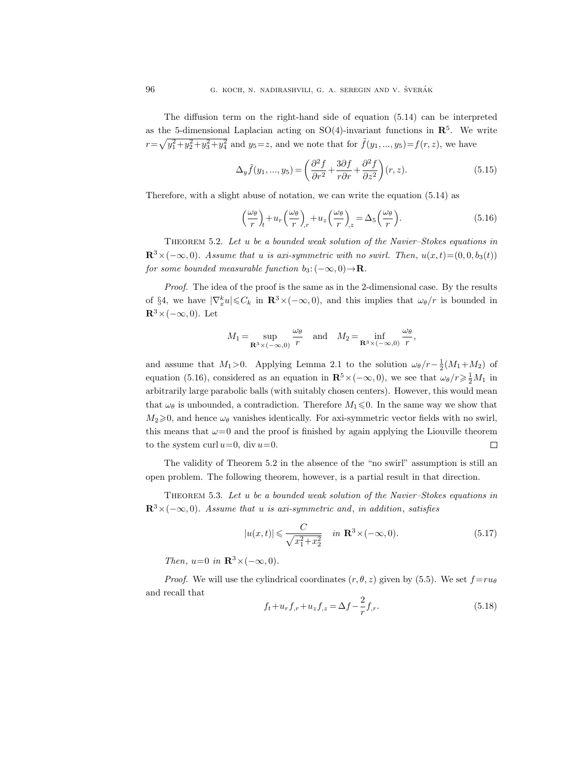The diffusion term on the right-hand side of equation (5.14) can be interpreted as the 5-dimensional Laplacian acting on SO(4)-invariant functions in $\mathbf{R}^5$. We write $r=\sqrt{y_1^2+y_2^2+y_3^2+y_4^2}$ and $y_5=z$, and we note that for $\tilde{f}(y_1,...,y_5)=f(r,z)$, we have

$$\Delta_y \tilde{f}(y_1,...,y_5)=\left(\frac{\partial^2 f}{\partial r^2}+\frac{3\partial f}{r\partial r}+\frac{\partial^2 f}{\partial z^2}\right)(r,z). \tag{5.15}$$

Therefore, with a slight abuse of notation, we can write the equation (5.14) as

$$\left(\frac{\omega_\theta}{r}\right)_{,t}+u_r\left(\frac{\omega_\theta}{r}\right)_{,r}+u_z\left(\frac{\omega_\theta}{r}\right)_{,z}=\Delta_5\left(\frac{\omega_\theta}{r}\right). \tag{5.16}$$

Theorem 5.2. *Let $u$ be a bounded weak solution of the Navier–Stokes equations in $\mathbf{R}^3\times(-\infty,0)$. Assume that $u$ is axi-symmetric with no swirl. Then, $u(x,t)=(0,0,b_3(t))$ for some bounded measurable function $b_3\colon(-\infty,0)\to\mathbf{R}$.*

*Proof.* The idea of the proof is the same as in the 2-dimensional case. By the results of §4, we have $|\nabla_x^k u|\leqslant C_k$ in $\mathbf{R}^3\times(-\infty,0)$, and this implies that $\omega_\theta/r$ is bounded in $\mathbf{R}^3\times(-\infty,0)$. Let

$$M_1=\sup_{\mathbf{R}^3\times(-\infty,0)}\frac{\omega_\theta}{r} \quad\text{and}\quad M_2=\inf_{\mathbf{R}^3\times(-\infty,0)}\frac{\omega_\theta}{r},$$

and assume that $M_1>0$. Applying Lemma 2.1 to the solution $\omega_\theta/r-\frac{1}{2}(M_1+M_2)$ of equation (5.16), considered as an equation in $\mathbf{R}^5\times(-\infty,0)$, we see that $\omega_\theta/r\geqslant\frac{1}{2}M_1$ in arbitrarily large parabolic balls (with suitably chosen centers). However, this would mean that $\omega_\theta$ is unbounded, a contradiction. Therefore $M_1\leqslant 0$. In the same way we show that $M_2\geqslant 0$, and hence $\omega_\theta$ vanishes identically. For axi-symmetric vector fields with no swirl, this means that $\omega=0$ and the proof is finished by again applying the Liouville theorem to the system $\operatorname{curl} u=0$, $\operatorname{div} u=0$. ∎

The validity of Theorem 5.2 in the absence of the "no swirl" assumption is still an open problem. The following theorem, however, is a partial result in that direction.

Theorem 5.3. *Let $u$ be a bounded weak solution of the Navier–Stokes equations in $\mathbf{R}^3\times(-\infty,0)$. Assume that $u$ is axi-symmetric and, in addition, satisfies*

$$|u(x,t)|\leqslant\frac{C}{\sqrt{x_1^2+x_2^2}}\quad in\ \mathbf{R}^3\times(-\infty,0). \tag{5.17}$$

*Then, $u=0$ in $\mathbf{R}^3\times(-\infty,0)$.*

*Proof.* We will use the cylindrical coordinates $(r,\theta,z)$ given by (5.5). We set $f=ru_\theta$ and recall that

$$f_t+u_r f_{,r}+u_z f_{,z}=\Delta f-\frac{2}{r}f_{,r}. \tag{5.18}$$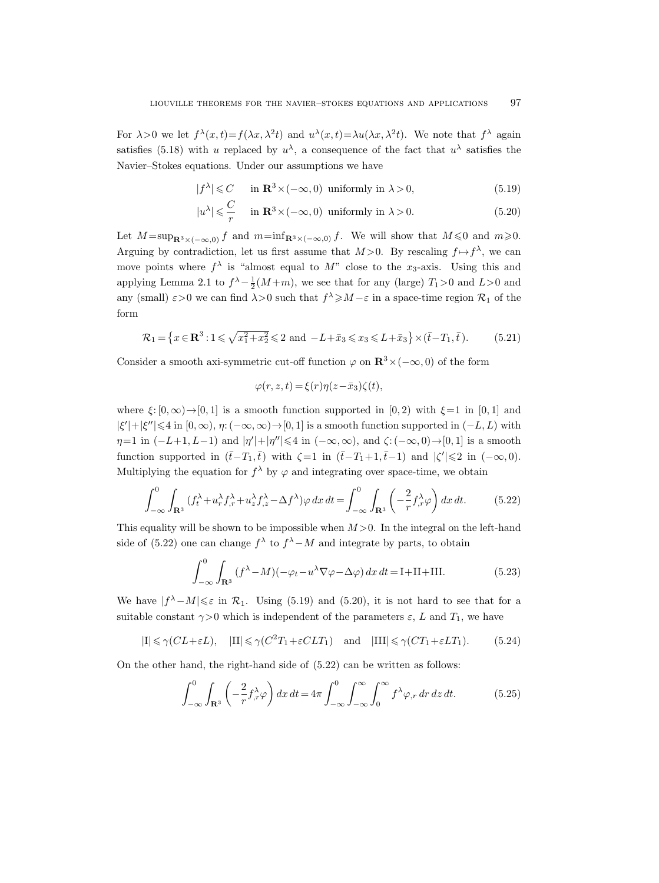For $\lambda>0$ we let $f^\lambda(x,t)=f(\lambda x,\lambda^2 t)$ and $u^\lambda(x,t)=\lambda u(\lambda x,\lambda^2 t)$. We note that $f^\lambda$ again satisfies (5.18) with $u$ replaced by $u^\lambda$, a consequence of the fact that $u^\lambda$ satisfies the Navier–Stokes equations. Under our assumptions we have

$$|f^\lambda|\leqslant C \quad \text{in } \mathbf{R}^3\times(-\infty,0) \text{ uniformly in } \lambda>0, \tag{5.19}$$

$$|u^\lambda|\leqslant \frac{C}{r} \quad \text{in } \mathbf{R}^3\times(-\infty,0) \text{ uniformly in } \lambda>0. \tag{5.20}$$

Let $M=\sup_{\mathbf{R}^3\times(-\infty,0)} f$ and $m=\inf_{\mathbf{R}^3\times(-\infty,0)} f$. We will show that $M\leqslant 0$ and $m\geqslant 0$. Arguing by contradiction, let us first assume that $M>0$. By rescaling $f\mapsto f^\lambda$, we can move points where $f^\lambda$ is "almost equal to $M$" close to the $x_3$-axis. Using this and applying Lemma 2.1 to $f^\lambda-\frac{1}{2}(M+m)$, we see that for any (large) $T_1>0$ and $L>0$ and any (small) $\varepsilon>0$ we can find $\lambda>0$ such that $f^\lambda\geqslant M-\varepsilon$ in a space-time region $\mathcal{R}_1$ of the form

$$\mathcal{R}_1=\left\{x\in\mathbf{R}^3 : 1\leqslant \sqrt{x_1^2+x_2^2}\leqslant 2 \text{ and } -L+\bar{x}_3\leqslant x_3\leqslant L+\bar{x}_3\right\}\times(\bar{t}-T_1,\bar{t}\,). \tag{5.21}$$

Consider a smooth axi-symmetric cut-off function $\varphi$ on $\mathbf{R}^3\times(-\infty,0)$ of the form

$$\varphi(r,z,t)=\xi(r)\eta(z-\bar{x}_3)\zeta(t),$$

where $\xi:[0,\infty)\to[0,1]$ is a smooth function supported in $[0,2)$ with $\xi=1$ in $[0,1]$ and $|\xi'|+|\xi''|\leqslant 4$ in $[0,\infty)$, $\eta:(-\infty,\infty)\to[0,1]$ is a smooth function supported in $(-L,L)$ with $\eta=1$ in $(-L+1,L-1)$ and $|\eta'|+|\eta''|\leqslant 4$ in $(-\infty,\infty)$, and $\zeta:(-\infty,0)\to[0,1]$ is a smooth function supported in $(\bar{t}-T_1,\bar{t})$ with $\zeta=1$ in $(\bar{t}-T_1+1,\bar{t}-1)$ and $|\zeta'|\leqslant 2$ in $(-\infty,0)$. Multiplying the equation for $f^\lambda$ by $\varphi$ and integrating over space-time, we obtain

$$\int_{-\infty}^0\int_{\mathbf{R}^3}(f_t^\lambda+u_r^\lambda f_{,r}^\lambda+u_z^\lambda f_{,z}^\lambda-\Delta f^\lambda)\varphi\,dx\,dt=\int_{-\infty}^0\int_{\mathbf{R}^3}\left(-\frac{2}{r}f_{,r}^\lambda\varphi\right)dx\,dt. \tag{5.22}$$

This equality will be shown to be impossible when $M>0$. In the integral on the left-hand side of (5.22) one can change $f^\lambda$ to $f^\lambda-M$ and integrate by parts, to obtain

$$\int_{-\infty}^0\int_{\mathbf{R}^3}(f^\lambda-M)(-\varphi_t-u^\lambda\nabla\varphi-\Delta\varphi)\,dx\,dt=\mathrm{I}+\mathrm{II}+\mathrm{III}. \tag{5.23}$$

We have $|f^\lambda-M|\leqslant\varepsilon$ in $\mathcal{R}_1$. Using (5.19) and (5.20), it is not hard to see that for a suitable constant $\gamma>0$ which is independent of the parameters $\varepsilon$, $L$ and $T_1$, we have

$$|\mathrm{I}|\leqslant\gamma(CL+\varepsilon L),\quad |\mathrm{II}|\leqslant\gamma(C^2T_1+\varepsilon CLT_1)\quad\text{and}\quad|\mathrm{III}|\leqslant\gamma(CT_1+\varepsilon LT_1). \tag{5.24}$$

On the other hand, the right-hand side of (5.22) can be written as follows:

$$\int_{-\infty}^0\int_{\mathbf{R}^3}\left(-\frac{2}{r}f_{,r}^\lambda\varphi\right)dx\,dt=4\pi\int_{-\infty}^0\int_{-\infty}^\infty\int_0^\infty f^\lambda\varphi_{,r}\,dr\,dz\,dt. \tag{5.25}$$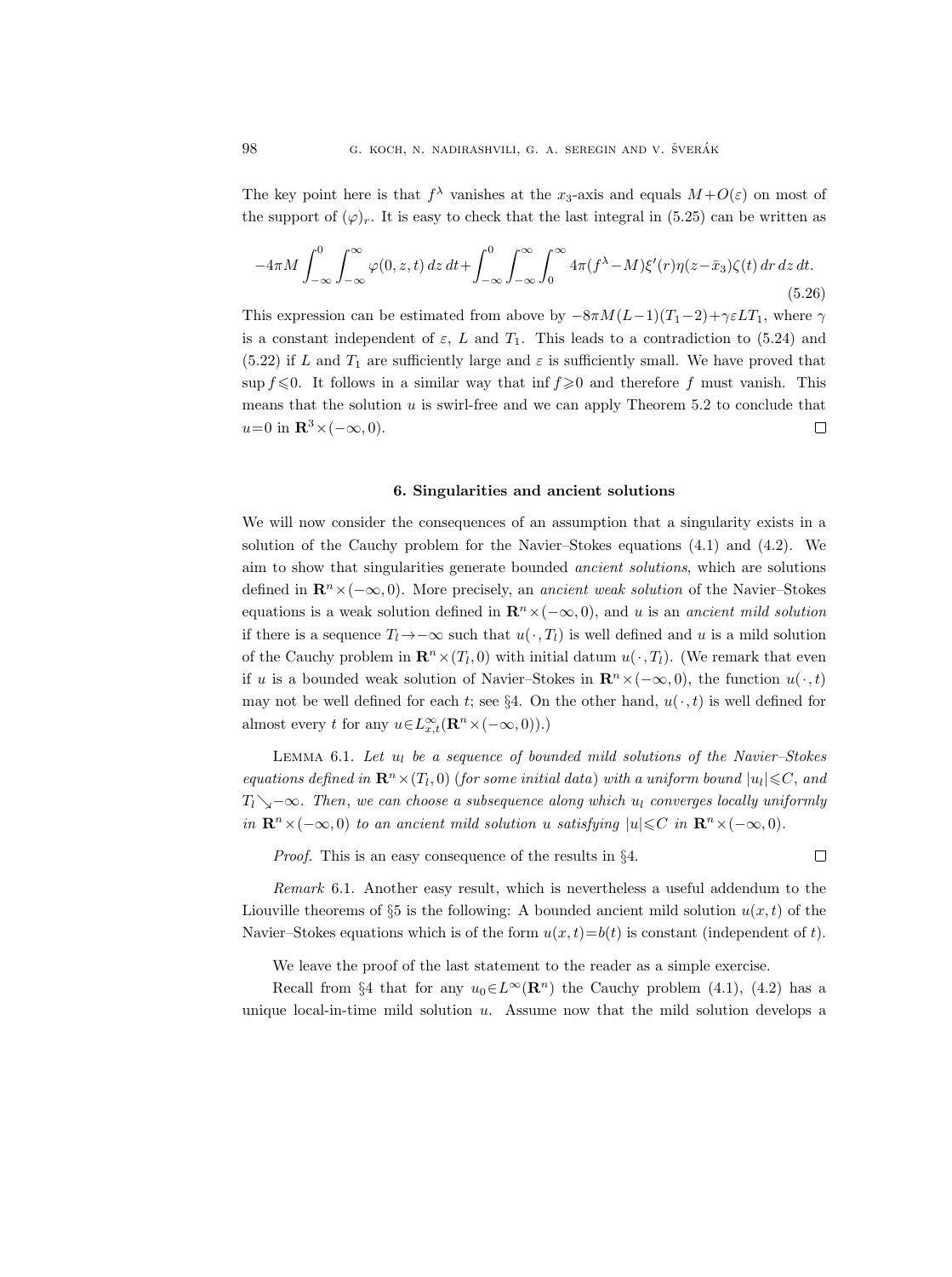The key point here is that $f^\lambda$ vanishes at the $x_3$-axis and equals $M+O(\varepsilon)$ on most of the support of $(\varphi)_r$. It is easy to check that the last integral in (5.25) can be written as

$$-4\pi M \int_{-\infty}^{0} \int_{-\infty}^{\infty} \varphi(0,z,t)\,dz\,dt + \int_{-\infty}^{0} \int_{-\infty}^{\infty} \int_{0}^{\infty} 4\pi(f^\lambda - M)\xi'(r)\eta(z-\bar{x}_3)\zeta(t)\,dr\,dz\,dt. \tag{5.26}$$

This expression can be estimated from above by $-8\pi M(L-1)(T_1-2)+\gamma\varepsilon LT_1$, where $\gamma$ is a constant independent of $\varepsilon$, $L$ and $T_1$. This leads to a contradiction to (5.24) and (5.22) if $L$ and $T_1$ are sufficiently large and $\varepsilon$ is sufficiently small. We have proved that $\sup f \leqslant 0$. It follows in a similar way that $\inf f \geqslant 0$ and therefore $f$ must vanish. This means that the solution $u$ is swirl-free and we can apply Theorem 5.2 to conclude that $u=0$ in $\mathbf{R}^3 \times (-\infty, 0)$. $\square$

## 6. Singularities and ancient solutions

We will now consider the consequences of an assumption that a singularity exists in a solution of the Cauchy problem for the Navier–Stokes equations (4.1) and (4.2). We aim to show that singularities generate bounded *ancient solutions*, which are solutions defined in $\mathbf{R}^n \times (-\infty, 0)$. More precisely, an *ancient weak solution* of the Navier–Stokes equations is a weak solution defined in $\mathbf{R}^n \times (-\infty, 0)$, and $u$ is an *ancient mild solution* if there is a sequence $T_l \to -\infty$ such that $u(\cdot, T_l)$ is well defined and $u$ is a mild solution of the Cauchy problem in $\mathbf{R}^n \times (T_l, 0)$ with initial datum $u(\cdot, T_l)$. (We remark that even if $u$ is a bounded weak solution of Navier–Stokes in $\mathbf{R}^n \times (-\infty, 0)$, the function $u(\cdot, t)$ may not be well defined for each $t$; see §4. On the other hand, $u(\cdot, t)$ is well defined for almost every $t$ for any $u \in L^\infty_{x,t}(\mathbf{R}^n \times (-\infty, 0))$.)

LEMMA 6.1. *Let $u_l$ be a sequence of bounded mild solutions of the Navier–Stokes equations defined in $\mathbf{R}^n \times (T_l, 0)$ (for some initial data) with a uniform bound $|u_l| \leqslant C$, and $T_l \searrow -\infty$. Then, we can choose a subsequence along which $u_l$ converges locally uniformly in $\mathbf{R}^n \times (-\infty, 0)$ to an ancient mild solution $u$ satisfying $|u| \leqslant C$ in $\mathbf{R}^n \times (-\infty, 0)$.*

*Proof.* This is an easy consequence of the results in §4. $\square$

*Remark* 6.1. Another easy result, which is nevertheless a useful addendum to the Liouville theorems of §5 is the following: A bounded ancient mild solution $u(x,t)$ of the Navier–Stokes equations which is of the form $u(x,t)=b(t)$ is constant (independent of $t$).

We leave the proof of the last statement to the reader as a simple exercise.

Recall from §4 that for any $u_0 \in L^\infty(\mathbf{R}^n)$ the Cauchy problem (4.1), (4.2) has a unique local-in-time mild solution $u$. Assume now that the mild solution develops a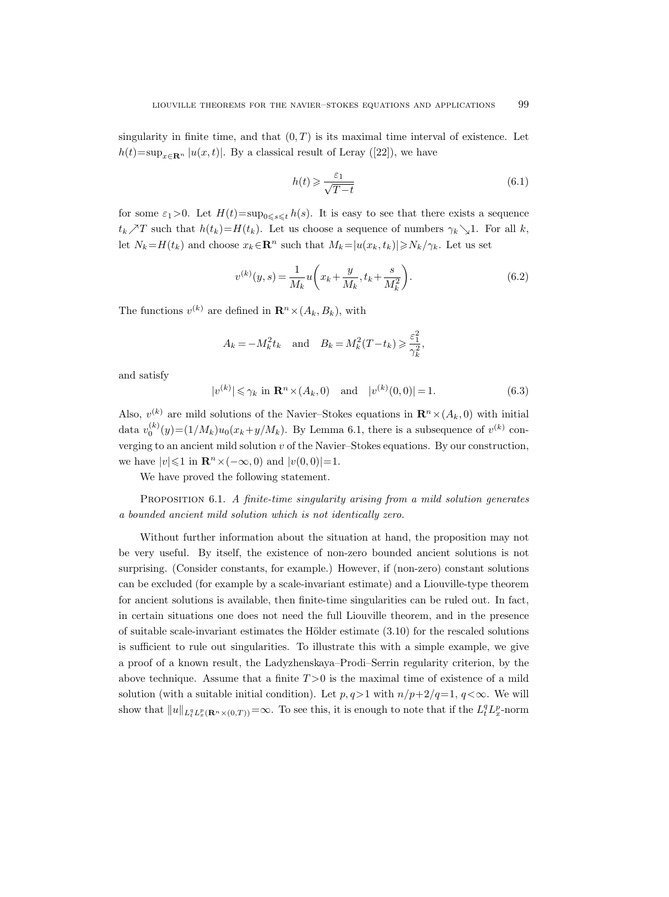singularity in finite time, and that $(0,T)$ is its maximal time interval of existence. Let $h(t)=\sup_{x\in\mathbf{R}^n}|u(x,t)|$. By a classical result of Leray ([22]), we have

$$h(t) \geqslant \frac{\varepsilon_1}{\sqrt{T-t}} \tag{6.1}$$

for some $\varepsilon_1>0$. Let $H(t)=\sup_{0\leqslant s\leqslant t} h(s)$. It is easy to see that there exists a sequence $t_k\nearrow T$ such that $h(t_k)=H(t_k)$. Let us choose a sequence of numbers $\gamma_k\searrow 1$. For all $k$, let $N_k=H(t_k)$ and choose $x_k\in\mathbf{R}^n$ such that $M_k=|u(x_k,t_k)|\geqslant N_k/\gamma_k$. Let us set

$$v^{(k)}(y,s)=\frac{1}{M_k}u\bigg(x_k+\frac{y}{M_k},t_k+\frac{s}{M_k^2}\bigg). \tag{6.2}$$

The functions $v^{(k)}$ are defined in $\mathbf{R}^n\times(A_k,B_k)$, with

$$A_k=-M_k^2 t_k \quad \text{and} \quad B_k=M_k^2(T-t_k)\geqslant \frac{\varepsilon_1^2}{\gamma_k^2},$$

and satisfy

$$|v^{(k)}|\leqslant \gamma_k \text{ in } \mathbf{R}^n\times(A_k,0) \quad \text{and} \quad |v^{(k)}(0,0)|=1. \tag{6.3}$$

Also, $v^{(k)}$ are mild solutions of the Navier–Stokes equations in $\mathbf{R}^n\times(A_k,0)$ with initial data $v_0^{(k)}(y)=(1/M_k)u_0(x_k+y/M_k)$. By Lemma 6.1, there is a subsequence of $v^{(k)}$ converging to an ancient mild solution $v$ of the Navier–Stokes equations. By our construction, we have $|v|\leqslant 1$ in $\mathbf{R}^n\times(-\infty,0)$ and $|v(0,0)|=1$.

We have proved the following statement.

Proposition 6.1. *A finite-time singularity arising from a mild solution generates a bounded ancient mild solution which is not identically zero.*

Without further information about the situation at hand, the proposition may not be very useful. By itself, the existence of non-zero bounded ancient solutions is not surprising. (Consider constants, for example.) However, if (non-zero) constant solutions can be excluded (for example by a scale-invariant estimate) and a Liouville-type theorem for ancient solutions is available, then finite-time singularities can be ruled out. In fact, in certain situations one does not need the full Liouville theorem, and in the presence of suitable scale-invariant estimates the Hölder estimate (3.10) for the rescaled solutions is sufficient to rule out singularities. To illustrate this with a simple example, we give a proof of a known result, the Ladyzhenskaya–Prodi–Serrin regularity criterion, by the above technique. Assume that a finite $T>0$ is the maximal time of existence of a mild solution (with a suitable initial condition). Let $p,q>1$ with $n/p+2/q=1$, $q<\infty$. We will show that $\|u\|_{L_t^qL_x^p(\mathbf{R}^n\times(0,T))}=\infty$. To see this, it is enough to note that if the $L_t^qL_x^p$-norm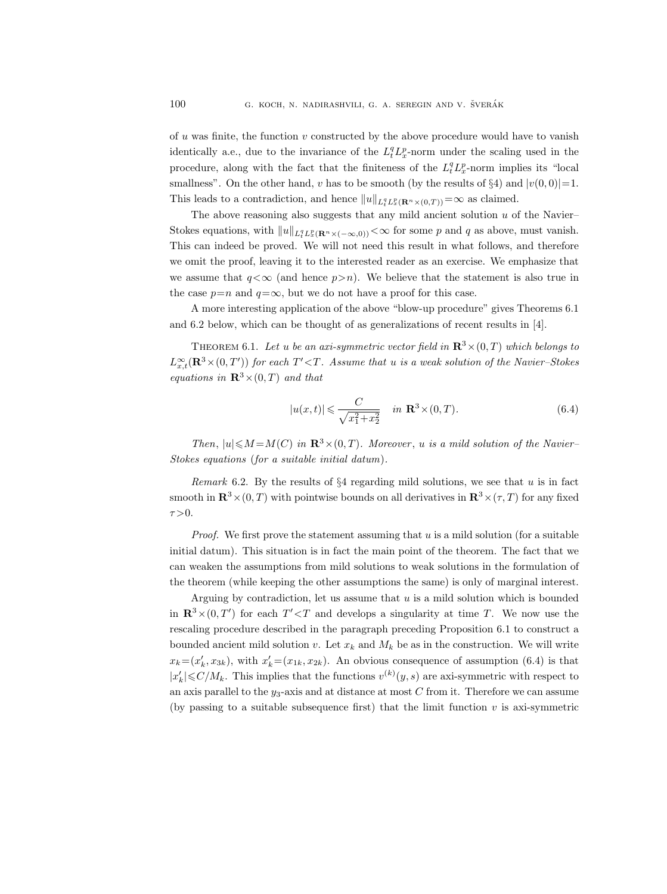of $u$ was finite, the function $v$ constructed by the above procedure would have to vanish identically a.e., due to the invariance of the $L^q_tL^p_x$-norm under the scaling used in the procedure, along with the fact that the finiteness of the $L^q_tL^p_x$-norm implies its "local smallness". On the other hand, $v$ has to be smooth (by the results of §4) and $|v(0,0)|=1$. This leads to a contradiction, and hence $\|u\|_{L^q_tL^p_x(\mathbf{R}^n\times(0,T))}=\infty$ as claimed.

The above reasoning also suggests that any mild ancient solution $u$ of the Navier–Stokes equations, with $\|u\|_{L^q_tL^p_x(\mathbf{R}^n\times(-\infty,0))}<\infty$ for some $p$ and $q$ as above, must vanish. This can indeed be proved. We will not need this result in what follows, and therefore we omit the proof, leaving it to the interested reader as an exercise. We emphasize that we assume that $q<\infty$ (and hence $p>n$). We believe that the statement is also true in the case $p=n$ and $q=\infty$, but we do not have a proof for this case.

A more interesting application of the above "blow-up procedure" gives Theorems 6.1 and 6.2 below, which can be thought of as generalizations of recent results in [4].

THEOREM 6.1. *Let $u$ be an axi-symmetric vector field in $\mathbf{R}^3\times(0,T)$ which belongs to $L^\infty_{x,t}(\mathbf{R}^3\times(0,T'))$ for each $T'<T$. Assume that $u$ is a weak solution of the Navier–Stokes equations in $\mathbf{R}^3\times(0,T)$ and that*

$$|u(x,t)|\leqslant\frac{C}{\sqrt{x_1^2+x_2^2}}\quad \text{in } \mathbf{R}^3\times(0,T). \tag{6.4}$$

*Then, $|u|\leqslant M=M(C)$ in $\mathbf{R}^3\times(0,T)$. Moreover, $u$ is a mild solution of the Navier–Stokes equations (for a suitable initial datum).*

*Remark* 6.2. By the results of §4 regarding mild solutions, we see that $u$ is in fact smooth in $\mathbf{R}^3\times(0,T)$ with pointwise bounds on all derivatives in $\mathbf{R}^3\times(\tau,T)$ for any fixed $\tau>0$.

*Proof.* We first prove the statement assuming that $u$ is a mild solution (for a suitable initial datum). This situation is in fact the main point of the theorem. The fact that we can weaken the assumptions from mild solutions to weak solutions in the formulation of the theorem (while keeping the other assumptions the same) is only of marginal interest.

Arguing by contradiction, let us assume that $u$ is a mild solution which is bounded in $\mathbf{R}^3\times(0,T')$ for each $T'<T$ and develops a singularity at time $T$. We now use the rescaling procedure described in the paragraph preceding Proposition 6.1 to construct a bounded ancient mild solution $v$. Let $x_k$ and $M_k$ be as in the construction. We will write $x_k=(x_k',x_{3k})$, with $x_k'=(x_{1k},x_{2k})$. An obvious consequence of assumption (6.4) is that $|x_k'|\leqslant C/M_k$. This implies that the functions $v^{(k)}(y,s)$ are axi-symmetric with respect to an axis parallel to the $y_3$-axis and at distance at most $C$ from it. Therefore we can assume (by passing to a suitable subsequence first) that the limit function $v$ is axi-symmetric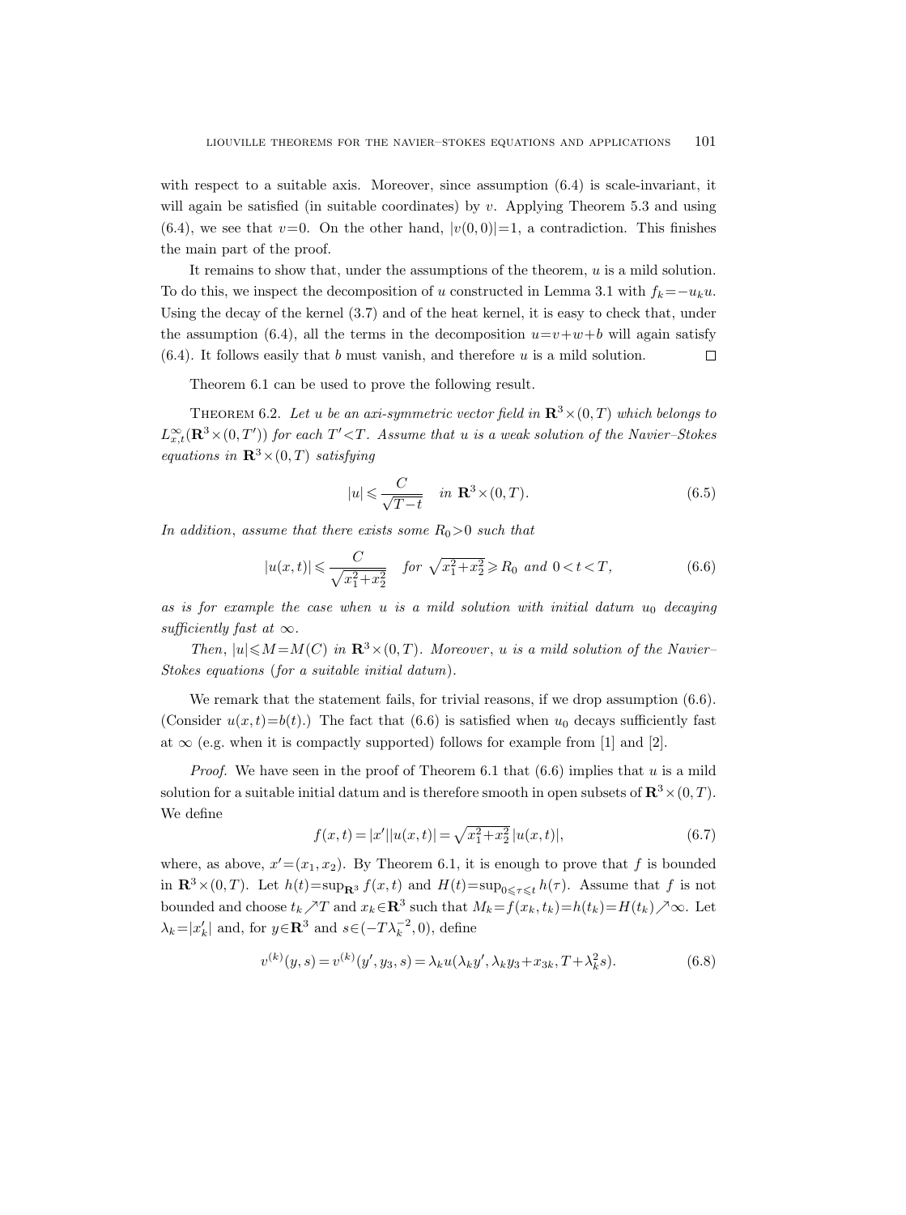with respect to a suitable axis. Moreover, since assumption (6.4) is scale-invariant, it will again be satisfied (in suitable coordinates) by $v$. Applying Theorem 5.3 and using (6.4), we see that $v=0$. On the other hand, $|v(0,0)|=1$, a contradiction. This finishes the main part of the proof.

It remains to show that, under the assumptions of the theorem, $u$ is a mild solution. To do this, we inspect the decomposition of $u$ constructed in Lemma 3.1 with $f_k=-u_k u$. Using the decay of the kernel (3.7) and of the heat kernel, it is easy to check that, under the assumption (6.4), all the terms in the decomposition $u=v+w+b$ will again satisfy (6.4). It follows easily that $b$ must vanish, and therefore $u$ is a mild solution. $\square$

Theorem 6.1 can be used to prove the following result.

THEOREM 6.2. *Let $u$ be an axi-symmetric vector field in $\mathbf{R}^3\times(0,T)$ which belongs to $L^\infty_{x,t}(\mathbf{R}^3\times(0,T'))$ for each $T'<T$. Assume that $u$ is a weak solution of the Navier–Stokes equations in $\mathbf{R}^3\times(0,T)$ satisfying*

$$|u|\leqslant\frac{C}{\sqrt{T-t}}\quad in\ \mathbf{R}^3\times(0,T). \tag{6.5}$$

*In addition, assume that there exists some $R_0>0$ such that*

$$|u(x,t)|\leqslant\frac{C}{\sqrt{x_1^2+x_2^2}}\quad for\ \sqrt{x_1^2+x_2^2}\geqslant R_0\ and\ 0<t<T, \tag{6.6}$$

*as is for example the case when $u$ is a mild solution with initial datum $u_0$ decaying sufficiently fast at $\infty$.*

*Then, $|u|\leqslant M=M(C)$ in $\mathbf{R}^3\times(0,T)$. Moreover, $u$ is a mild solution of the Navier–Stokes equations (for a suitable initial datum).*

We remark that the statement fails, for trivial reasons, if we drop assumption (6.6). (Consider $u(x,t)=b(t)$.) The fact that (6.6) is satisfied when $u_0$ decays sufficiently fast at $\infty$ (e.g. when it is compactly supported) follows for example from [1] and [2].

*Proof.* We have seen in the proof of Theorem 6.1 that (6.6) implies that $u$ is a mild solution for a suitable initial datum and is therefore smooth in open subsets of $\mathbf{R}^3\times(0,T)$. We define

$$f(x,t)=|x'||u(x,t)|=\sqrt{x_1^2+x_2^2}\,|u(x,t)|, \tag{6.7}$$

where, as above, $x'=(x_1,x_2)$. By Theorem 6.1, it is enough to prove that $f$ is bounded in $\mathbf{R}^3\times(0,T)$. Let $h(t)=\sup_{\mathbf{R}^3}f(x,t)$ and $H(t)=\sup_{0\leqslant\tau\leqslant t}h(\tau)$. Assume that $f$ is not bounded and choose $t_k\nearrow T$ and $x_k\in\mathbf{R}^3$ such that $M_k=f(x_k,t_k)=h(t_k)=H(t_k)\nearrow\infty$. Let $\lambda_k=|x_k'|$ and, for $y\in\mathbf{R}^3$ and $s\in(-T\lambda_k^{-2},0)$, define

$$v^{(k)}(y,s)=v^{(k)}(y',y_3,s)=\lambda_k u(\lambda_k y',\lambda_k y_3+x_{3k},T+\lambda_k^2 s). \tag{6.8}$$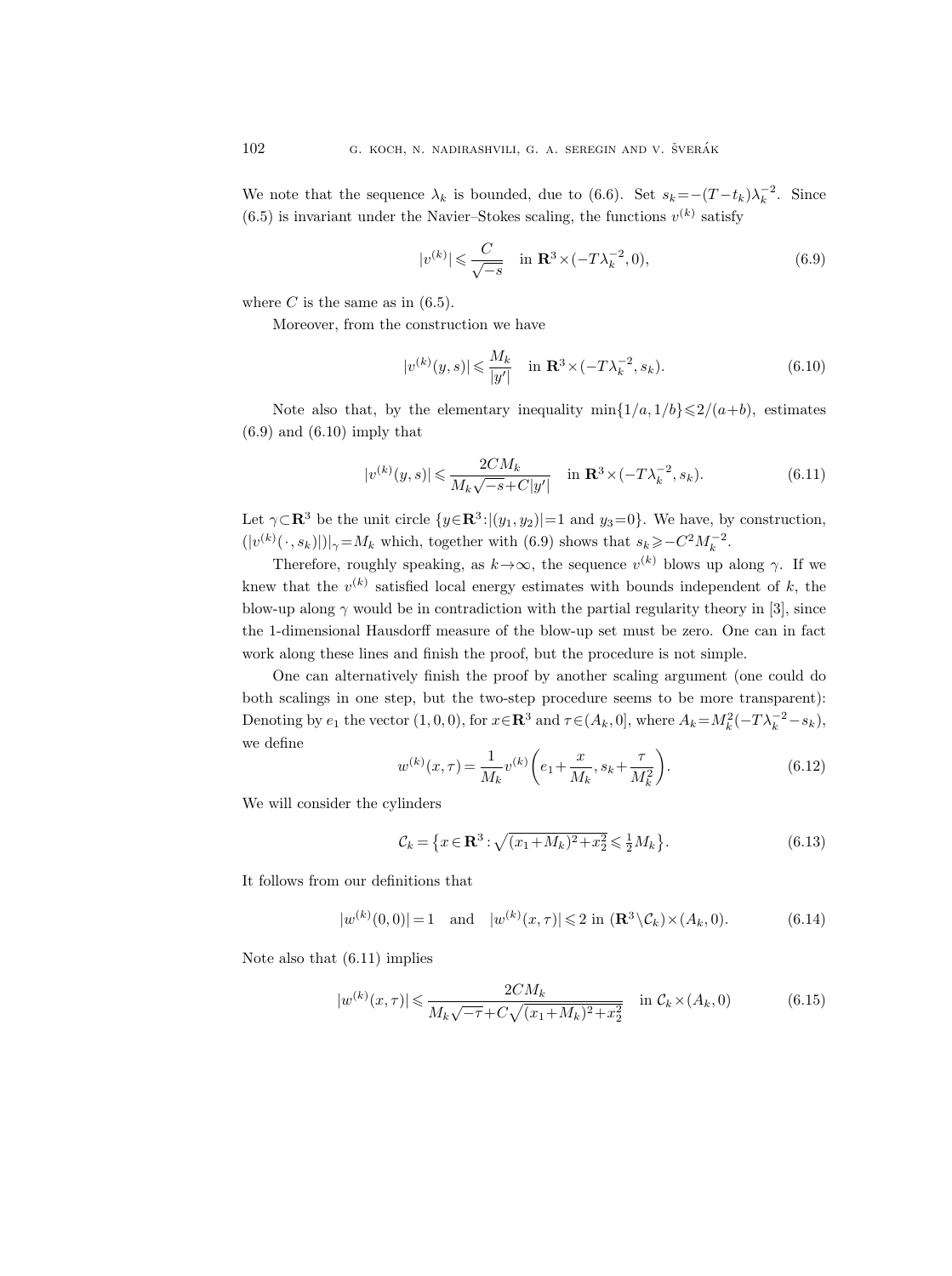We note that the sequence $\lambda_k$ is bounded, due to (6.6). Set $s_k = -(T-t_k)\lambda_k^{-2}$. Since (6.5) is invariant under the Navier–Stokes scaling, the functions $v^{(k)}$ satisfy

$$|v^{(k)}| \leqslant \frac{C}{\sqrt{-s}} \quad \text{in } \mathbf{R}^3 \times (-T\lambda_k^{-2}, 0), \tag{6.9}$$

where $C$ is the same as in (6.5).

Moreover, from the construction we have

$$|v^{(k)}(y,s)| \leqslant \frac{M_k}{|y'|} \quad \text{in } \mathbf{R}^3 \times (-T\lambda_k^{-2}, s_k). \tag{6.10}$$

Note also that, by the elementary inequality $\min\{1/a, 1/b\} \leqslant 2/(a+b)$, estimates (6.9) and (6.10) imply that

$$|v^{(k)}(y,s)| \leqslant \frac{2CM_k}{M_k\sqrt{-s}+C|y'|} \quad \text{in } \mathbf{R}^3 \times (-T\lambda_k^{-2}, s_k). \tag{6.11}$$

Let $\gamma \subset \mathbf{R}^3$ be the unit circle $\{y \in \mathbf{R}^3 : |(y_1,y_2)| = 1 \text{ and } y_3 = 0\}$. We have, by construction, $(|v^{(k)}(\cdot, s_k)|)|_\gamma = M_k$ which, together with (6.9) shows that $s_k \geqslant -C^2 M_k^{-2}$.

Therefore, roughly speaking, as $k \to \infty$, the sequence $v^{(k)}$ blows up along $\gamma$. If we knew that the $v^{(k)}$ satisfied local energy estimates with bounds independent of $k$, the blow-up along $\gamma$ would be in contradiction with the partial regularity theory in [3], since the 1-dimensional Hausdorff measure of the blow-up set must be zero. One can in fact work along these lines and finish the proof, but the procedure is not simple.

One can alternatively finish the proof by another scaling argument (one could do both scalings in one step, but the two-step procedure seems to be more transparent): Denoting by $e_1$ the vector $(1,0,0)$, for $x \in \mathbf{R}^3$ and $\tau \in (A_k, 0]$, where $A_k = M_k^2(-T\lambda_k^{-2} - s_k)$, we define

$$w^{(k)}(x,\tau) = \frac{1}{M_k} v^{(k)}\left(e_1 + \frac{x}{M_k}, s_k + \frac{\tau}{M_k^2}\right). \tag{6.12}$$

We will consider the cylinders

$$\mathcal{C}_k = \left\{x \in \mathbf{R}^3 : \sqrt{(x_1+M_k)^2 + x_2^2} \leqslant \tfrac{1}{2}M_k\right\}. \tag{6.13}$$

It follows from our definitions that

$$|w^{(k)}(0,0)| = 1 \quad \text{and} \quad |w^{(k)}(x,\tau)| \leqslant 2 \text{ in } (\mathbf{R}^3 \setminus \mathcal{C}_k) \times (A_k, 0). \tag{6.14}$$

Note also that (6.11) implies

$$|w^{(k)}(x,\tau)| \leqslant \frac{2CM_k}{M_k\sqrt{-\tau} + C\sqrt{(x_1+M_k)^2 + x_2^2}} \quad \text{in } \mathcal{C}_k \times (A_k, 0) \tag{6.15}$$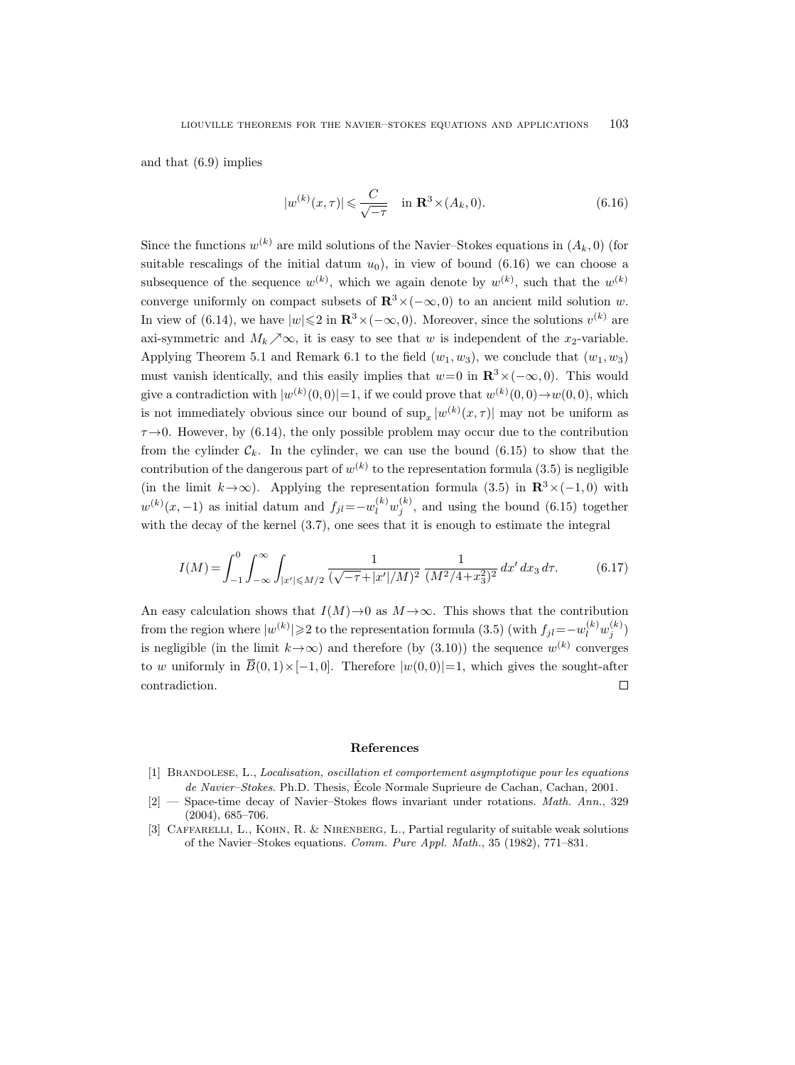and that (6.9) implies

$$|w^{(k)}(x,\tau)| \leqslant \frac{C}{\sqrt{-\tau}} \quad \text{in } \mathbf{R}^3\times(A_k,0). \tag{6.16}$$

Since the functions $w^{(k)}$ are mild solutions of the Navier–Stokes equations in $(A_k,0)$ (for suitable rescalings of the initial datum $u_0$), in view of bound (6.16) we can choose a subsequence of the sequence $w^{(k)}$, which we again denote by $w^{(k)}$, such that the $w^{(k)}$ converge uniformly on compact subsets of $\mathbf{R}^3\times(-\infty,0)$ to an ancient mild solution $w$. In view of (6.14), we have $|w|\leqslant 2$ in $\mathbf{R}^3\times(-\infty,0)$. Moreover, since the solutions $v^{(k)}$ are axi-symmetric and $M_k\nearrow\infty$, it is easy to see that $w$ is independent of the $x_2$-variable. Applying Theorem 5.1 and Remark 6.1 to the field $(w_1,w_3)$, we conclude that $(w_1,w_3)$ must vanish identically, and this easily implies that $w=0$ in $\mathbf{R}^3\times(-\infty,0)$. This would give a contradiction with $|w^{(k)}(0,0)|=1$, if we could prove that $w^{(k)}(0,0)\to w(0,0)$, which is not immediately obvious since our bound of $\sup_x |w^{(k)}(x,\tau)|$ may not be uniform as $\tau\to 0$. However, by (6.14), the only possible problem may occur due to the contribution from the cylinder $\mathcal{C}_k$. In the cylinder, we can use the bound (6.15) to show that the contribution of the dangerous part of $w^{(k)}$ to the representation formula (3.5) is negligible (in the limit $k\to\infty$). Applying the representation formula (3.5) in $\mathbf{R}^3\times(-1,0)$ with $w^{(k)}(x,-1)$ as initial datum and $f_{jl}=-w_l^{(k)}w_j^{(k)}$, and using the bound (6.15) together with the decay of the kernel (3.7), one sees that it is enough to estimate the integral

$$I(M) = \int_{-1}^{0}\int_{-\infty}^{\infty}\int_{|x'|\leqslant M/2} \frac{1}{(\sqrt{-\tau}+|x'|/M)^2}\,\frac{1}{(M^2/4+x_3^2)^2}\,dx'\,dx_3\,d\tau. \tag{6.17}$$

An easy calculation shows that $I(M)\to 0$ as $M\to\infty$. This shows that the contribution from the region where $|w^{(k)}|\geqslant 2$ to the representation formula (3.5) (with $f_{jl}=-w_l^{(k)}w_j^{(k)}$) is negligible (in the limit $k\to\infty$) and therefore (by (3.10)) the sequence $w^{(k)}$ converges to $w$ uniformly in $\overline{B}(0,1)\times[-1,0]$. Therefore $|w(0,0)|=1$, which gives the sought-after contradiction. □

## References

[1] Brandolese, L., *Localisation, oscillation et comportement asymptotique pour les equations de Navier–Stokes*. Ph.D. Thesis, École Normale Suprieure de Cachan, Cachan, 2001.

[2] — Space-time decay of Navier–Stokes flows invariant under rotations. *Math. Ann.*, 329 (2004), 685–706.

[3] Caffarelli, L., Kohn, R. & Nirenberg, L., Partial regularity of suitable weak solutions of the Navier–Stokes equations. *Comm. Pure Appl. Math.*, 35 (1982), 771–831.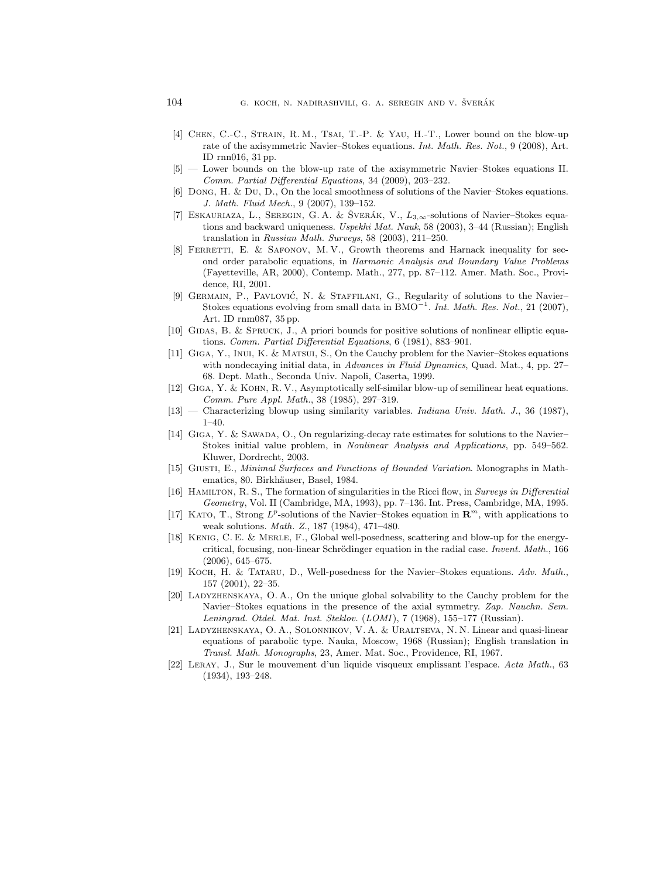[4] Chen, C.-C., Strain, R. M., Tsai, T.-P. & Yau, H.-T., Lower bound on the blow-up rate of the axisymmetric Navier–Stokes equations. *Int. Math. Res. Not.*, 9 (2008), Art. ID rnn016, 31 pp.

[5] — Lower bounds on the blow-up rate of the axisymmetric Navier–Stokes equations II. *Comm. Partial Differential Equations*, 34 (2009), 203–232.

[6] Dong, H. & Du, D., On the local smoothness of solutions of the Navier–Stokes equations. *J. Math. Fluid Mech.*, 9 (2007), 139–152.

[7] Eskauriaza, L., Seregin, G. A. & Šverák, V., $L_{3,\infty}$-solutions of Navier–Stokes equations and backward uniqueness. *Uspekhi Mat. Nauk*, 58 (2003), 3–44 (Russian); English translation in *Russian Math. Surveys*, 58 (2003), 211–250.

[8] Ferretti, E. & Safonov, M. V., Growth theorems and Harnack inequality for second order parabolic equations, in *Harmonic Analysis and Boundary Value Problems* (Fayetteville, AR, 2000), Contemp. Math., 277, pp. 87–112. Amer. Math. Soc., Providence, RI, 2001.

[9] Germain, P., Pavlović, N. & Staffilani, G., Regularity of solutions to the Navier–Stokes equations evolving from small data in $\mathrm{BMO}^{-1}$. *Int. Math. Res. Not.*, 21 (2007), Art. ID rnm087, 35 pp.

[10] Gidas, B. & Spruck, J., A priori bounds for positive solutions of nonlinear elliptic equations. *Comm. Partial Differential Equations*, 6 (1981), 883–901.

[11] Giga, Y., Inui, K. & Matsui, S., On the Cauchy problem for the Navier–Stokes equations with nondecaying initial data, in *Advances in Fluid Dynamics*, Quad. Mat., 4, pp. 27–68. Dept. Math., Seconda Univ. Napoli, Caserta, 1999.

[12] Giga, Y. & Kohn, R. V., Asymptotically self-similar blow-up of semilinear heat equations. *Comm. Pure Appl. Math.*, 38 (1985), 297–319.

[13] — Characterizing blowup using similarity variables. *Indiana Univ. Math. J.*, 36 (1987), 1–40.

[14] Giga, Y. & Sawada, O., On regularizing-decay rate estimates for solutions to the Navier–Stokes initial value problem, in *Nonlinear Analysis and Applications*, pp. 549–562. Kluwer, Dordrecht, 2003.

[15] Giusti, E., *Minimal Surfaces and Functions of Bounded Variation*. Monographs in Mathematics, 80. Birkhäuser, Basel, 1984.

[16] Hamilton, R. S., The formation of singularities in the Ricci flow, in *Surveys in Differential Geometry*, Vol. II (Cambridge, MA, 1993), pp. 7–136. Int. Press, Cambridge, MA, 1995.

[17] Kato, T., Strong $L^p$-solutions of the Navier–Stokes equation in $\mathbf{R}^m$, with applications to weak solutions. *Math. Z.*, 187 (1984), 471–480.

[18] Kenig, C. E. & Merle, F., Global well-posedness, scattering and blow-up for the energy-critical, focusing, non-linear Schrödinger equation in the radial case. *Invent. Math.*, 166 (2006), 645–675.

[19] Koch, H. & Tataru, D., Well-posedness for the Navier–Stokes equations. *Adv. Math.*, 157 (2001), 22–35.

[20] Ladyzhenskaya, O. A., On the unique global solvability to the Cauchy problem for the Navier–Stokes equations in the presence of the axial symmetry. *Zap. Nauchn. Sem. Leningrad. Otdel. Mat. Inst. Steklov.* (*LOMI*), 7 (1968), 155–177 (Russian).

[21] Ladyzhenskaya, O. A., Solonnikov, V. A. & Uraltseva, N. N. Linear and quasi-linear equations of parabolic type. Nauka, Moscow, 1968 (Russian); English translation in *Transl. Math. Monographs*, 23, Amer. Mat. Soc., Providence, RI, 1967.

[22] Leray, J., Sur le mouvement d'un liquide visqueux emplissant l'espace. *Acta Math.*, 63 (1934), 193–248.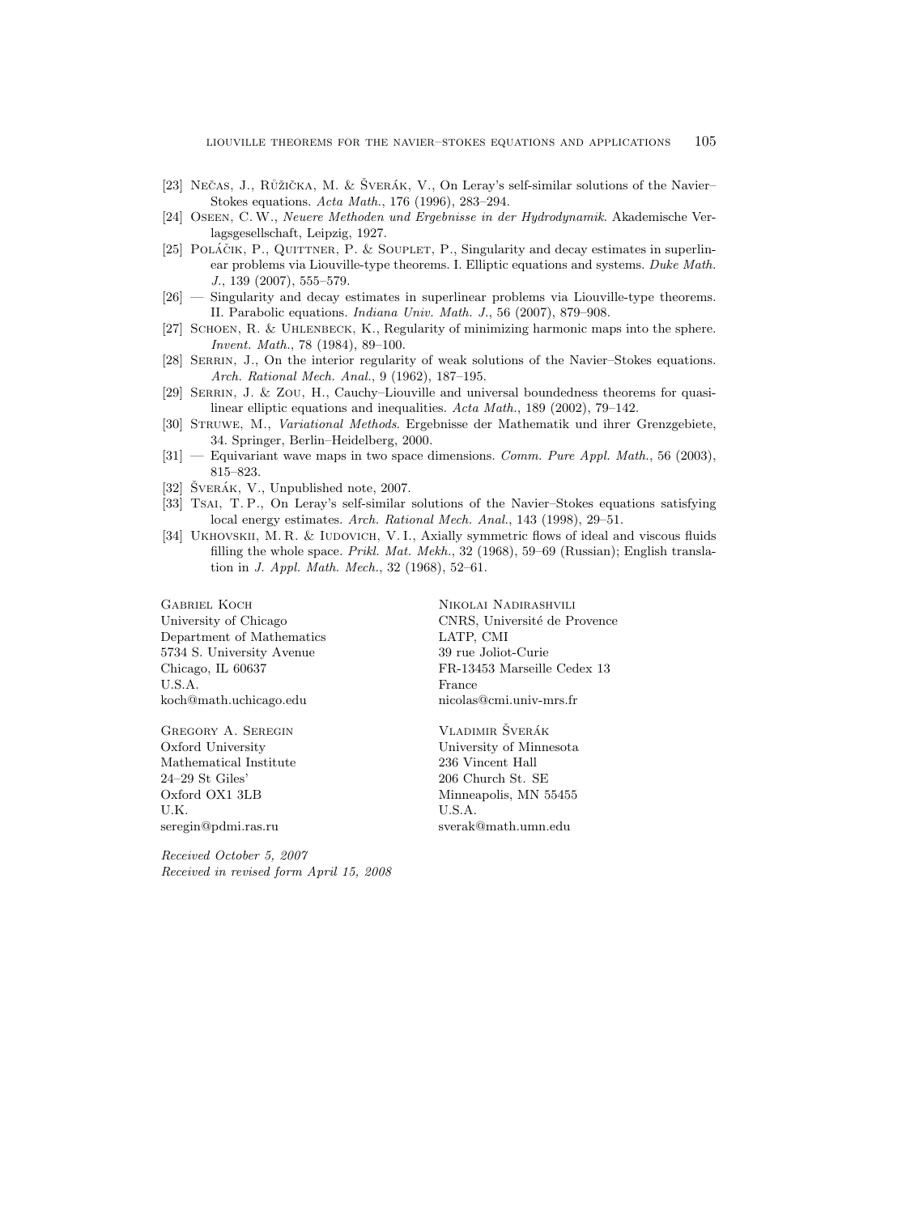[23] Nečas, J., Růžička, M. & Šverák, V., On Leray's self-similar solutions of the Navier–Stokes equations. *Acta Math.*, 176 (1996), 283–294.

[24] Oseen, C. W., *Neuere Methoden und Ergebnisse in der Hydrodynamik*. Akademische Verlagsgesellschaft, Leipzig, 1927.

[25] Poláčik, P., Quittner, P. & Souplet, P., Singularity and decay estimates in superlinear problems via Liouville-type theorems. I. Elliptic equations and systems. *Duke Math. J.*, 139 (2007), 555–579.

[26] — Singularity and decay estimates in superlinear problems via Liouville-type theorems. II. Parabolic equations. *Indiana Univ. Math. J.*, 56 (2007), 879–908.

[27] Schoen, R. & Uhlenbeck, K., Regularity of minimizing harmonic maps into the sphere. *Invent. Math.*, 78 (1984), 89–100.

[28] Serrin, J., On the interior regularity of weak solutions of the Navier–Stokes equations. *Arch. Rational Mech. Anal.*, 9 (1962), 187–195.

[29] Serrin, J. & Zou, H., Cauchy–Liouville and universal boundedness theorems for quasilinear elliptic equations and inequalities. *Acta Math.*, 189 (2002), 79–142.

[30] Struwe, M., *Variational Methods*. Ergebnisse der Mathematik und ihrer Grenzgebiete, 34. Springer, Berlin–Heidelberg, 2000.

[31] — Equivariant wave maps in two space dimensions. *Comm. Pure Appl. Math.*, 56 (2003), 815–823.

[32] Šverák, V., Unpublished note, 2007.

[33] Tsai, T. P., On Leray's self-similar solutions of the Navier–Stokes equations satisfying local energy estimates. *Arch. Rational Mech. Anal.*, 143 (1998), 29–51.

[34] Ukhovskii, M. R. & Iudovich, V. I., Axially symmetric flows of ideal and viscous fluids filling the whole space. *Prikl. Mat. Mekh.*, 32 (1968), 59–69 (Russian); English translation in *J. Appl. Math. Mech.*, 32 (1968), 52–61.

Gabriel Koch
University of Chicago
Department of Mathematics
5734 S. University Avenue
Chicago, IL 60637
U.S.A.
koch@math.uchicago.edu

Nikolai Nadirashvili
CNRS, Université de Provence
LATP, CMI
39 rue Joliot-Curie
FR-13453 Marseille Cedex 13
France
nicolas@cmi.univ-mrs.fr

Gregory A. Seregin
Oxford University
Mathematical Institute
24–29 St Giles'
Oxford OX1 3LB
U.K.
seregin@pdmi.ras.ru

Vladimir Šverák
University of Minnesota
236 Vincent Hall
206 Church St. SE
Minneapolis, MN 55455
U.S.A.
sverak@math.umn.edu

*Received October 5, 2007*
*Received in revised form April 15, 2008*